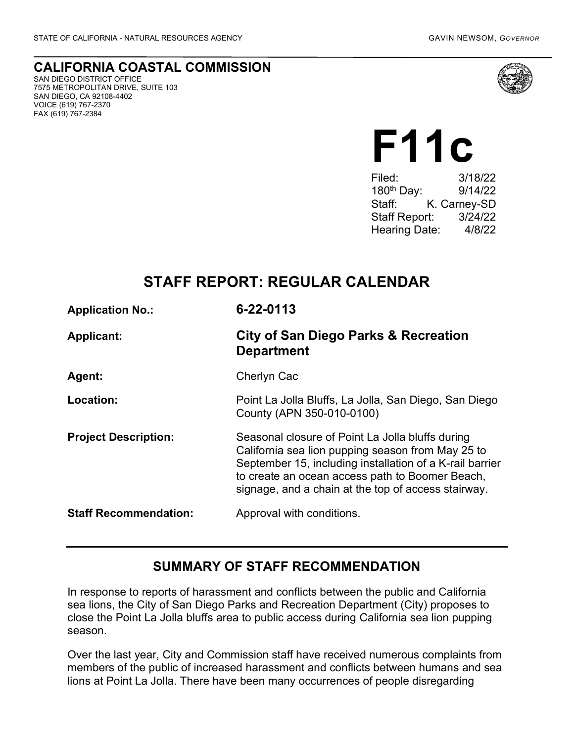STATE OF CALIFORNIA - NATURAL RESOURCES AGENCY GAVIN NEWSOM, *GOVERNOR*

## CALIFORNIA COASTAL COMMISSION

SAN DIEGO DISTRICT OFFICE
7575 METROPOLITAN DRIVE, SUITE 103
SAN DIEGO, CA 92108-4402
VOICE (619) 767-2370
FAX (619) 767-2384

# F11c

Filed: 3/18/22
180th Day: 9/14/22
Staff: K. Carney-SD
Staff Report: 3/24/22
Hearing Date: 4/8/22

## STAFF REPORT: REGULAR CALENDAR

**Application No.:** **6-22-0113**

**Applicant:** **City of San Diego Parks & Recreation Department**

**Agent:** Cherlyn Cac

**Location:** Point La Jolla Bluffs, La Jolla, San Diego, San Diego County (APN 350-010-0100)

**Project Description:** Seasonal closure of Point La Jolla bluffs during California sea lion pupping season from May 25 to September 15, including installation of a K-rail barrier to create an ocean access path to Boomer Beach, signage, and a chain at the top of access stairway.

**Staff Recommendation:** Approval with conditions.

## SUMMARY OF STAFF RECOMMENDATION

In response to reports of harassment and conflicts between the public and California sea lions, the City of San Diego Parks and Recreation Department (City) proposes to close the Point La Jolla bluffs area to public access during California sea lion pupping season.

Over the last year, City and Commission staff have received numerous complaints from members of the public of increased harassment and conflicts between humans and sea lions at Point La Jolla. There have been many occurrences of people disregarding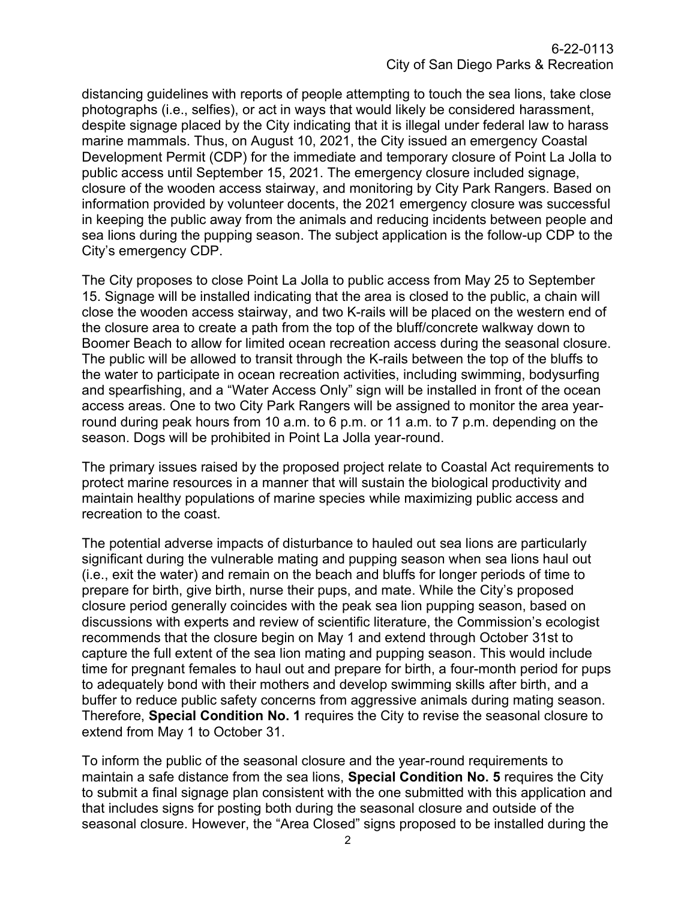distancing guidelines with reports of people attempting to touch the sea lions, take close photographs (i.e., selfies), or act in ways that would likely be considered harassment, despite signage placed by the City indicating that it is illegal under federal law to harass marine mammals. Thus, on August 10, 2021, the City issued an emergency Coastal Development Permit (CDP) for the immediate and temporary closure of Point La Jolla to public access until September 15, 2021. The emergency closure included signage, closure of the wooden access stairway, and monitoring by City Park Rangers. Based on information provided by volunteer docents, the 2021 emergency closure was successful in keeping the public away from the animals and reducing incidents between people and sea lions during the pupping season. The subject application is the follow-up CDP to the City's emergency CDP.

The City proposes to close Point La Jolla to public access from May 25 to September 15. Signage will be installed indicating that the area is closed to the public, a chain will close the wooden access stairway, and two K-rails will be placed on the western end of the closure area to create a path from the top of the bluff/concrete walkway down to Boomer Beach to allow for limited ocean recreation access during the seasonal closure. The public will be allowed to transit through the K-rails between the top of the bluffs to the water to participate in ocean recreation activities, including swimming, bodysurfing and spearfishing, and a "Water Access Only" sign will be installed in front of the ocean access areas. One to two City Park Rangers will be assigned to monitor the area year-round during peak hours from 10 a.m. to 6 p.m. or 11 a.m. to 7 p.m. depending on the season. Dogs will be prohibited in Point La Jolla year-round.

The primary issues raised by the proposed project relate to Coastal Act requirements to protect marine resources in a manner that will sustain the biological productivity and maintain healthy populations of marine species while maximizing public access and recreation to the coast.

The potential adverse impacts of disturbance to hauled out sea lions are particularly significant during the vulnerable mating and pupping season when sea lions haul out (i.e., exit the water) and remain on the beach and bluffs for longer periods of time to prepare for birth, give birth, nurse their pups, and mate. While the City's proposed closure period generally coincides with the peak sea lion pupping season, based on discussions with experts and review of scientific literature, the Commission's ecologist recommends that the closure begin on May 1 and extend through October 31st to capture the full extent of the sea lion mating and pupping season. This would include time for pregnant females to haul out and prepare for birth, a four-month period for pups to adequately bond with their mothers and develop swimming skills after birth, and a buffer to reduce public safety concerns from aggressive animals during mating season. Therefore, **Special Condition No. 1** requires the City to revise the seasonal closure to extend from May 1 to October 31.

To inform the public of the seasonal closure and the year-round requirements to maintain a safe distance from the sea lions, **Special Condition No. 5** requires the City to submit a final signage plan consistent with the one submitted with this application and that includes signs for posting both during the seasonal closure and outside of the seasonal closure. However, the "Area Closed" signs proposed to be installed during the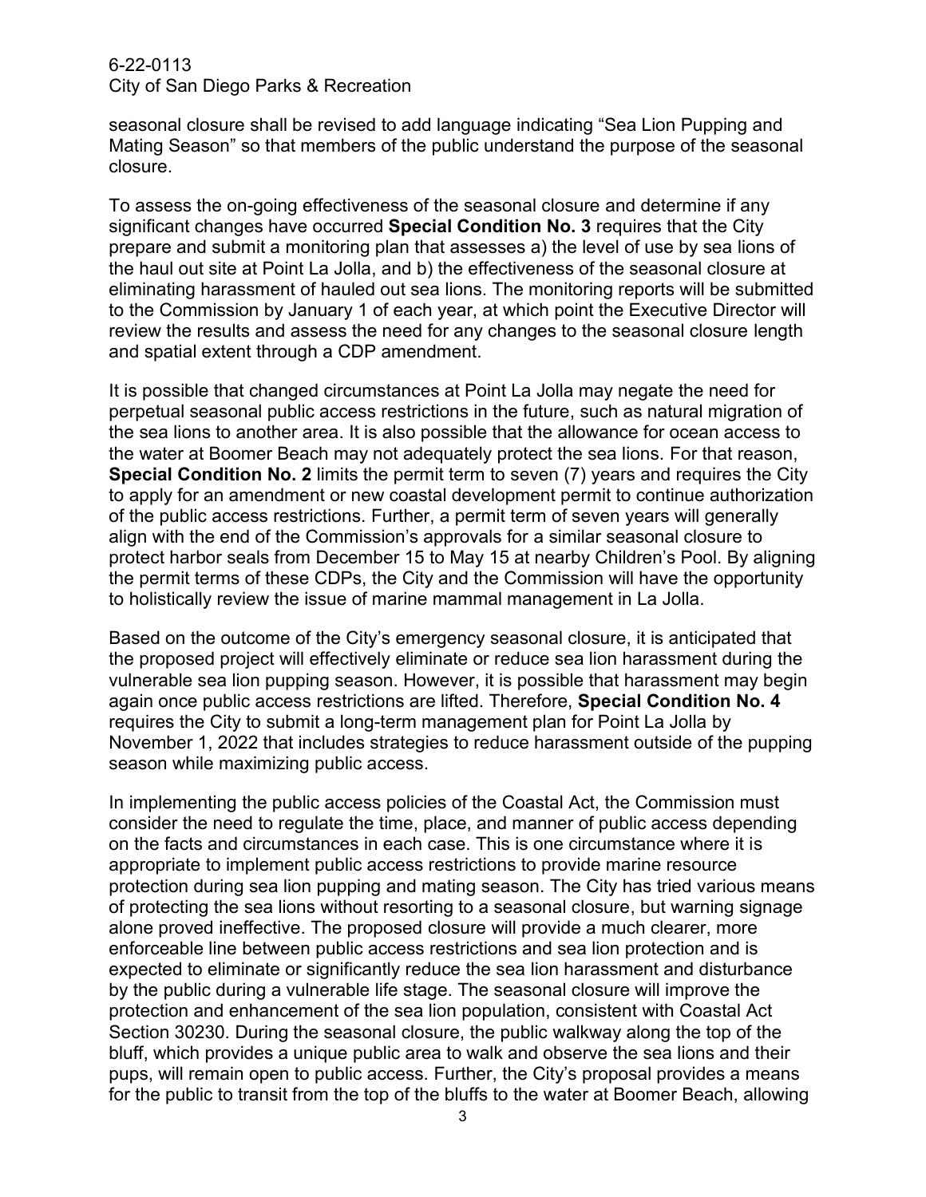seasonal closure shall be revised to add language indicating "Sea Lion Pupping and Mating Season" so that members of the public understand the purpose of the seasonal closure.

To assess the on-going effectiveness of the seasonal closure and determine if any significant changes have occurred **Special Condition No. 3** requires that the City prepare and submit a monitoring plan that assesses a) the level of use by sea lions of the haul out site at Point La Jolla, and b) the effectiveness of the seasonal closure at eliminating harassment of hauled out sea lions. The monitoring reports will be submitted to the Commission by January 1 of each year, at which point the Executive Director will review the results and assess the need for any changes to the seasonal closure length and spatial extent through a CDP amendment.

It is possible that changed circumstances at Point La Jolla may negate the need for perpetual seasonal public access restrictions in the future, such as natural migration of the sea lions to another area. It is also possible that the allowance for ocean access to the water at Boomer Beach may not adequately protect the sea lions. For that reason, **Special Condition No. 2** limits the permit term to seven (7) years and requires the City to apply for an amendment or new coastal development permit to continue authorization of the public access restrictions. Further, a permit term of seven years will generally align with the end of the Commission's approvals for a similar seasonal closure to protect harbor seals from December 15 to May 15 at nearby Children's Pool. By aligning the permit terms of these CDPs, the City and the Commission will have the opportunity to holistically review the issue of marine mammal management in La Jolla.

Based on the outcome of the City's emergency seasonal closure, it is anticipated that the proposed project will effectively eliminate or reduce sea lion harassment during the vulnerable sea lion pupping season. However, it is possible that harassment may begin again once public access restrictions are lifted. Therefore, **Special Condition No. 4** requires the City to submit a long-term management plan for Point La Jolla by November 1, 2022 that includes strategies to reduce harassment outside of the pupping season while maximizing public access.

In implementing the public access policies of the Coastal Act, the Commission must consider the need to regulate the time, place, and manner of public access depending on the facts and circumstances in each case. This is one circumstance where it is appropriate to implement public access restrictions to provide marine resource protection during sea lion pupping and mating season. The City has tried various means of protecting the sea lions without resorting to a seasonal closure, but warning signage alone proved ineffective. The proposed closure will provide a much clearer, more enforceable line between public access restrictions and sea lion protection and is expected to eliminate or significantly reduce the sea lion harassment and disturbance by the public during a vulnerable life stage. The seasonal closure will improve the protection and enhancement of the sea lion population, consistent with Coastal Act Section 30230. During the seasonal closure, the public walkway along the top of the bluff, which provides a unique public area to walk and observe the sea lions and their pups, will remain open to public access. Further, the City's proposal provides a means for the public to transit from the top of the bluffs to the water at Boomer Beach, allowing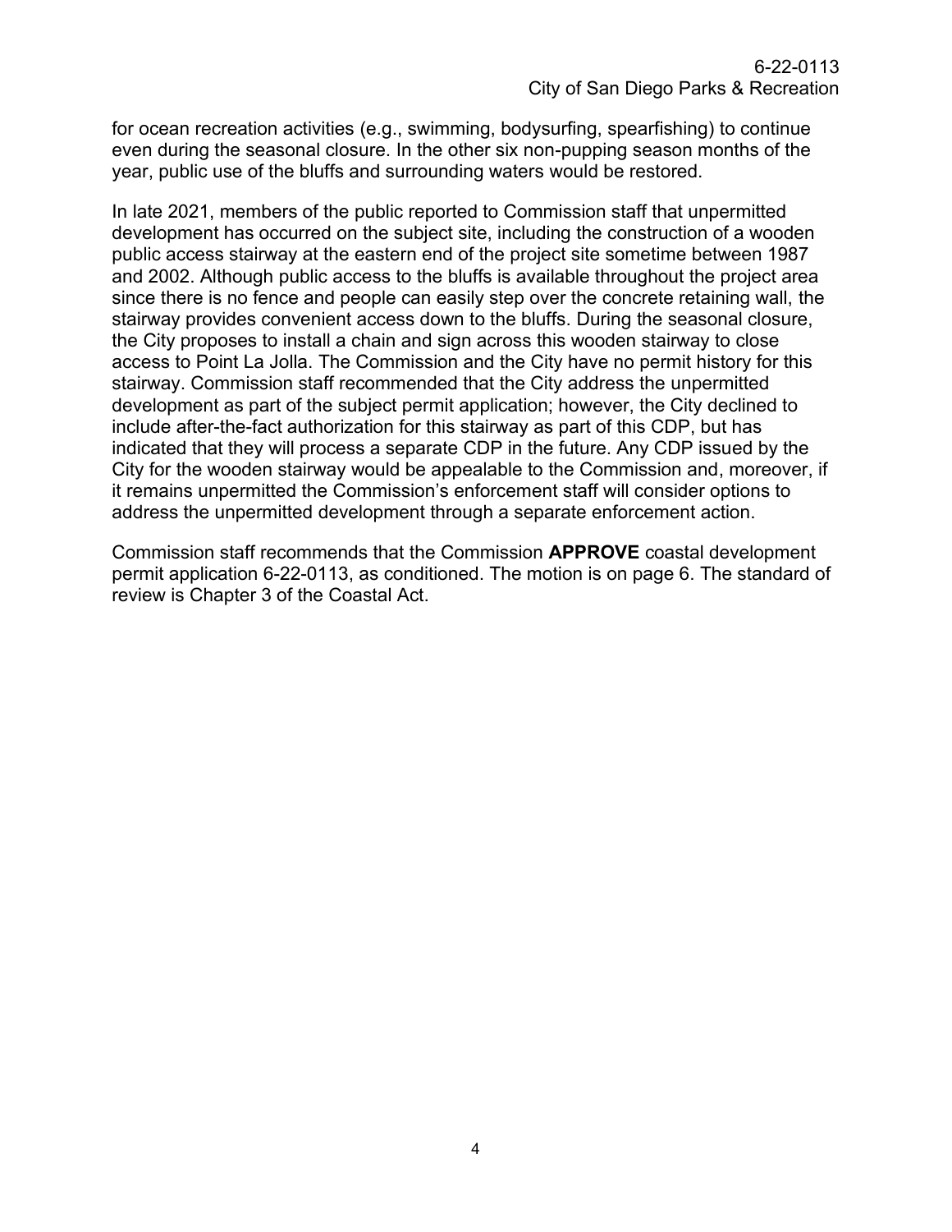for ocean recreation activities (e.g., swimming, bodysurfing, spearfishing) to continue even during the seasonal closure. In the other six non-pupping season months of the year, public use of the bluffs and surrounding waters would be restored.

In late 2021, members of the public reported to Commission staff that unpermitted development has occurred on the subject site, including the construction of a wooden public access stairway at the eastern end of the project site sometime between 1987 and 2002. Although public access to the bluffs is available throughout the project area since there is no fence and people can easily step over the concrete retaining wall, the stairway provides convenient access down to the bluffs. During the seasonal closure, the City proposes to install a chain and sign across this wooden stairway to close access to Point La Jolla. The Commission and the City have no permit history for this stairway. Commission staff recommended that the City address the unpermitted development as part of the subject permit application; however, the City declined to include after-the-fact authorization for this stairway as part of this CDP, but has indicated that they will process a separate CDP in the future. Any CDP issued by the City for the wooden stairway would be appealable to the Commission and, moreover, if it remains unpermitted the Commission's enforcement staff will consider options to address the unpermitted development through a separate enforcement action.

Commission staff recommends that the Commission **APPROVE** coastal development permit application 6-22-0113, as conditioned. The motion is on page 6. The standard of review is Chapter 3 of the Coastal Act.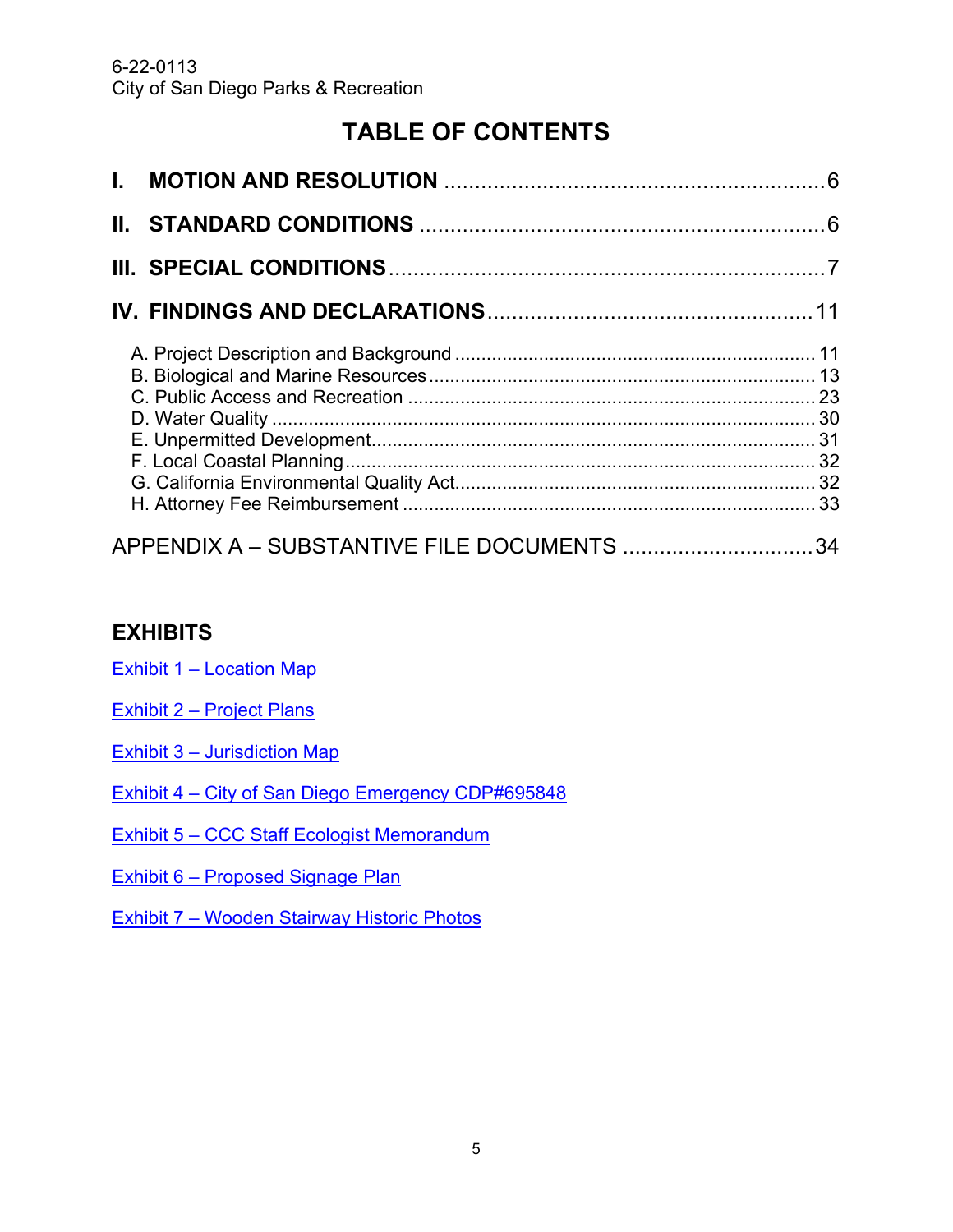# TABLE OF CONTENTS

**I. MOTION AND RESOLUTION** .............................................................6

**II. STANDARD CONDITIONS** ................................................................6

**III. SPECIAL CONDITIONS**......................................................................7

**IV. FINDINGS AND DECLARATIONS**...................................................11

A. Project Description and Background ................................................................... 11
B. Biological and Marine Resources ........................................................................ 13
C. Public Access and Recreation ............................................................................ 23
D. Water Quality ...................................................................................................... 30
E. Unpermitted Development................................................................................... 31
F. Local Coastal Planning........................................................................................ 32
G. California Environmental Quality Act.................................................................. 32
H. Attorney Fee Reimbursement ............................................................................ 33

APPENDIX A – SUBSTANTIVE FILE DOCUMENTS ...............................34

## EXHIBITS

Exhibit 1 – Location Map

Exhibit 2 – Project Plans

Exhibit 3 – Jurisdiction Map

Exhibit 4 – City of San Diego Emergency CDP#695848

Exhibit 5 – CCC Staff Ecologist Memorandum

Exhibit 6 – Proposed Signage Plan

Exhibit 7 – Wooden Stairway Historic Photos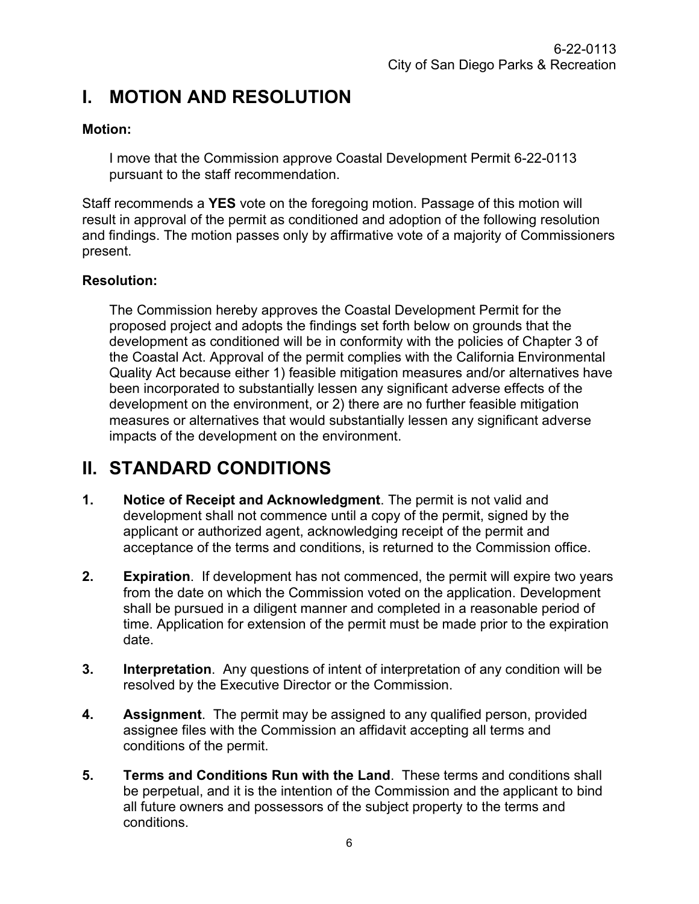# I. MOTION AND RESOLUTION

**Motion:**

I move that the Commission approve Coastal Development Permit 6-22-0113 pursuant to the staff recommendation.

Staff recommends a **YES** vote on the foregoing motion. Passage of this motion will result in approval of the permit as conditioned and adoption of the following resolution and findings. The motion passes only by affirmative vote of a majority of Commissioners present.

**Resolution:**

The Commission hereby approves the Coastal Development Permit for the proposed project and adopts the findings set forth below on grounds that the development as conditioned will be in conformity with the policies of Chapter 3 of the Coastal Act. Approval of the permit complies with the California Environmental Quality Act because either 1) feasible mitigation measures and/or alternatives have been incorporated to substantially lessen any significant adverse effects of the development on the environment, or 2) there are no further feasible mitigation measures or alternatives that would substantially lessen any significant adverse impacts of the development on the environment.

# II. STANDARD CONDITIONS

1. **Notice of Receipt and Acknowledgment**. The permit is not valid and development shall not commence until a copy of the permit, signed by the applicant or authorized agent, acknowledging receipt of the permit and acceptance of the terms and conditions, is returned to the Commission office.

2. **Expiration**. If development has not commenced, the permit will expire two years from the date on which the Commission voted on the application. Development shall be pursued in a diligent manner and completed in a reasonable period of time. Application for extension of the permit must be made prior to the expiration date.

3. **Interpretation**. Any questions of intent of interpretation of any condition will be resolved by the Executive Director or the Commission.

4. **Assignment**. The permit may be assigned to any qualified person, provided assignee files with the Commission an affidavit accepting all terms and conditions of the permit.

5. **Terms and Conditions Run with the Land**. These terms and conditions shall be perpetual, and it is the intention of the Commission and the applicant to bind all future owners and possessors of the subject property to the terms and conditions.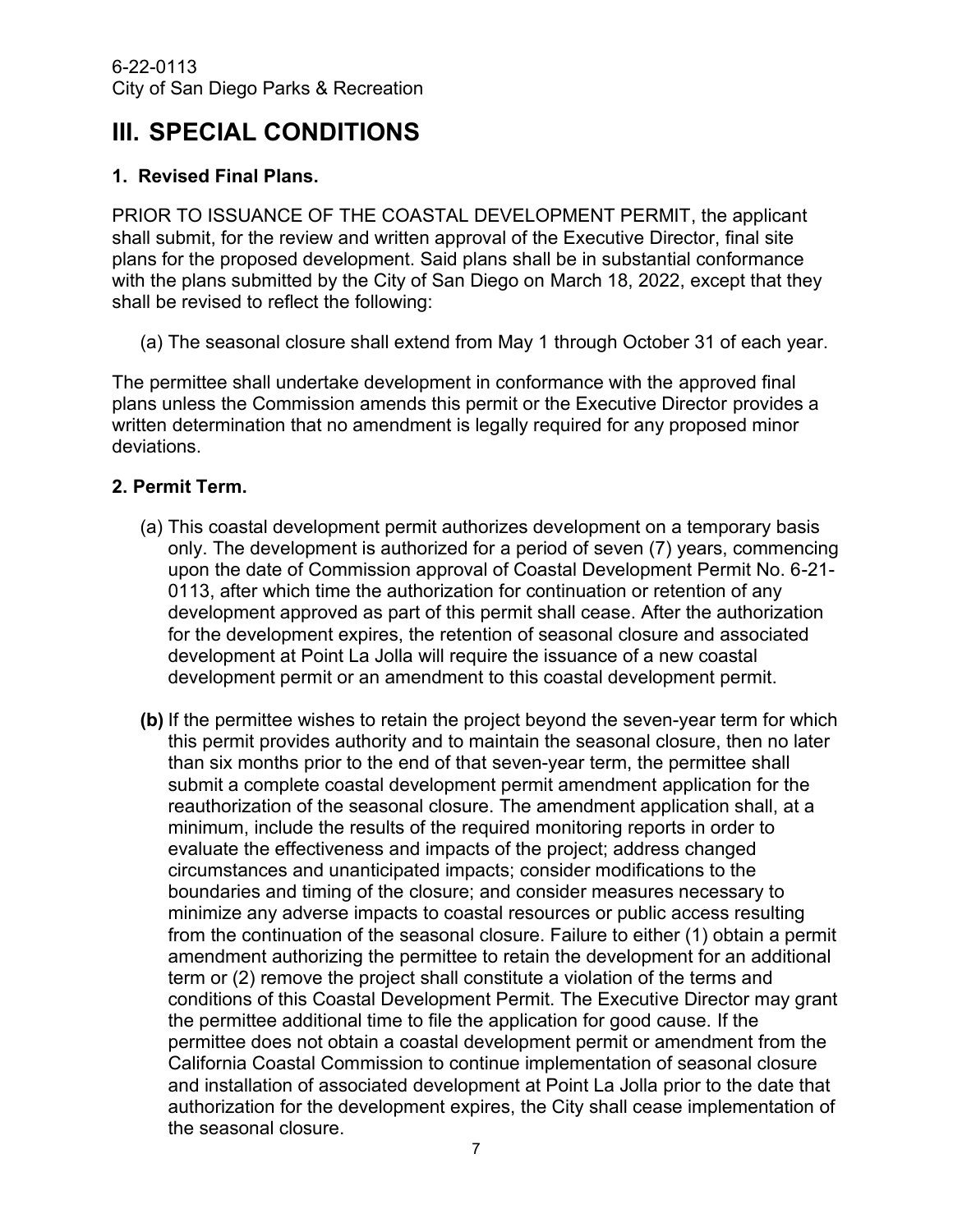# III. SPECIAL CONDITIONS

### 1. Revised Final Plans.

PRIOR TO ISSUANCE OF THE COASTAL DEVELOPMENT PERMIT, the applicant shall submit, for the review and written approval of the Executive Director, final site plans for the proposed development. Said plans shall be in substantial conformance with the plans submitted by the City of San Diego on March 18, 2022, except that they shall be revised to reflect the following:

(a) The seasonal closure shall extend from May 1 through October 31 of each year.

The permittee shall undertake development in conformance with the approved final plans unless the Commission amends this permit or the Executive Director provides a written determination that no amendment is legally required for any proposed minor deviations.

### 2. Permit Term.

(a) This coastal development permit authorizes development on a temporary basis only. The development is authorized for a period of seven (7) years, commencing upon the date of Commission approval of Coastal Development Permit No. 6-21-0113, after which time the authorization for continuation or retention of any development approved as part of this permit shall cease. After the authorization for the development expires, the retention of seasonal closure and associated development at Point La Jolla will require the issuance of a new coastal development permit or an amendment to this coastal development permit.

**(b)** If the permittee wishes to retain the project beyond the seven-year term for which this permit provides authority and to maintain the seasonal closure, then no later than six months prior to the end of that seven-year term, the permittee shall submit a complete coastal development permit amendment application for the reauthorization of the seasonal closure. The amendment application shall, at a minimum, include the results of the required monitoring reports in order to evaluate the effectiveness and impacts of the project; address changed circumstances and unanticipated impacts; consider modifications to the boundaries and timing of the closure; and consider measures necessary to minimize any adverse impacts to coastal resources or public access resulting from the continuation of the seasonal closure. Failure to either (1) obtain a permit amendment authorizing the permittee to retain the development for an additional term or (2) remove the project shall constitute a violation of the terms and conditions of this Coastal Development Permit. The Executive Director may grant the permittee additional time to file the application for good cause. If the permittee does not obtain a coastal development permit or amendment from the California Coastal Commission to continue implementation of seasonal closure and installation of associated development at Point La Jolla prior to the date that authorization for the development expires, the City shall cease implementation of the seasonal closure.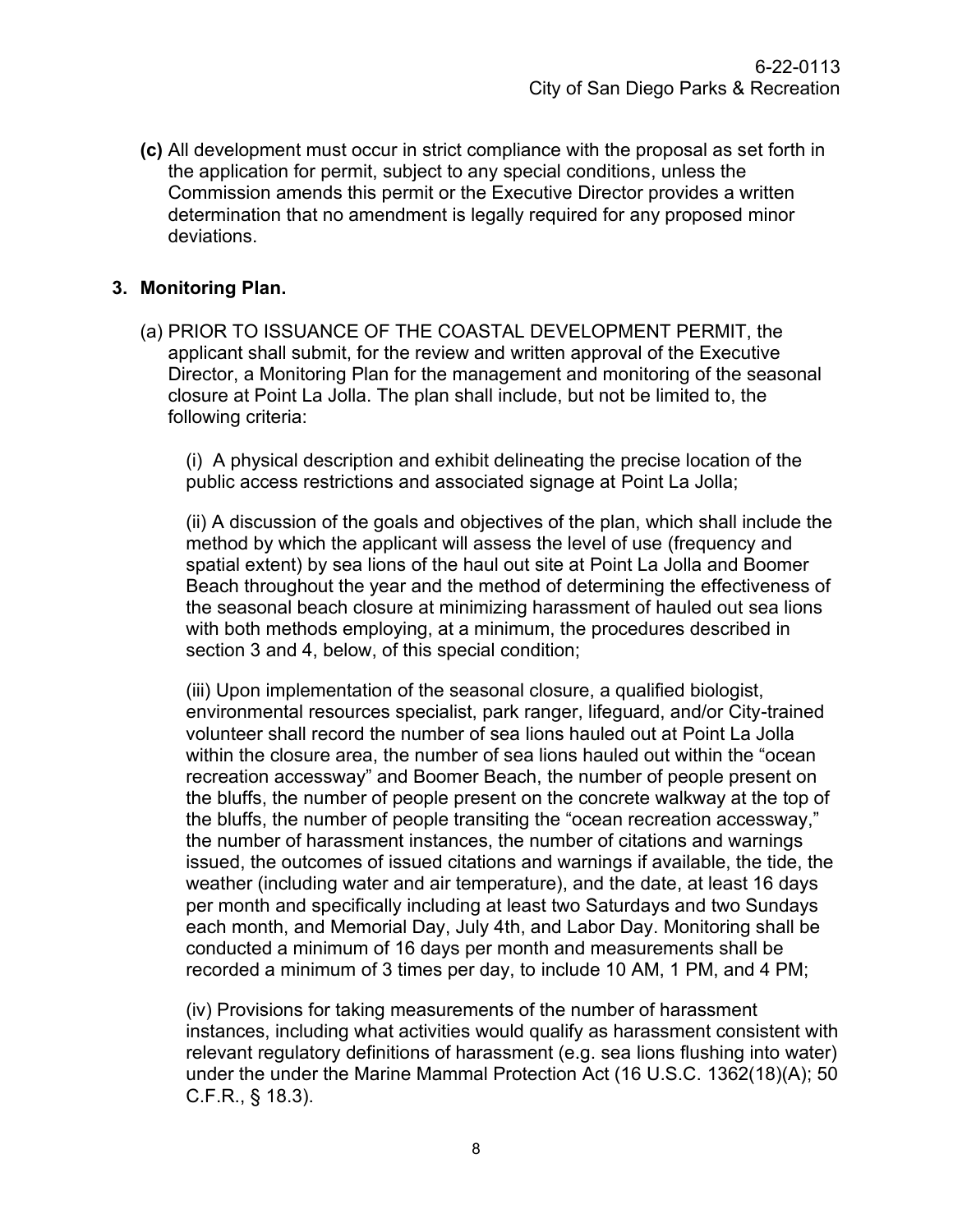**(c)** All development must occur in strict compliance with the proposal as set forth in the application for permit, subject to any special conditions, unless the Commission amends this permit or the Executive Director provides a written determination that no amendment is legally required for any proposed minor deviations.

**3. Monitoring Plan.**

(a) PRIOR TO ISSUANCE OF THE COASTAL DEVELOPMENT PERMIT, the applicant shall submit, for the review and written approval of the Executive Director, a Monitoring Plan for the management and monitoring of the seasonal closure at Point La Jolla. The plan shall include, but not be limited to, the following criteria:

(i) A physical description and exhibit delineating the precise location of the public access restrictions and associated signage at Point La Jolla;

(ii) A discussion of the goals and objectives of the plan, which shall include the method by which the applicant will assess the level of use (frequency and spatial extent) by sea lions of the haul out site at Point La Jolla and Boomer Beach throughout the year and the method of determining the effectiveness of the seasonal beach closure at minimizing harassment of hauled out sea lions with both methods employing, at a minimum, the procedures described in section 3 and 4, below, of this special condition;

(iii) Upon implementation of the seasonal closure, a qualified biologist, environmental resources specialist, park ranger, lifeguard, and/or City-trained volunteer shall record the number of sea lions hauled out at Point La Jolla within the closure area, the number of sea lions hauled out within the "ocean recreation accessway" and Boomer Beach, the number of people present on the bluffs, the number of people present on the concrete walkway at the top of the bluffs, the number of people transiting the "ocean recreation accessway," the number of harassment instances, the number of citations and warnings issued, the outcomes of issued citations and warnings if available, the tide, the weather (including water and air temperature), and the date, at least 16 days per month and specifically including at least two Saturdays and two Sundays each month, and Memorial Day, July 4th, and Labor Day. Monitoring shall be conducted a minimum of 16 days per month and measurements shall be recorded a minimum of 3 times per day, to include 10 AM, 1 PM, and 4 PM;

(iv) Provisions for taking measurements of the number of harassment instances, including what activities would qualify as harassment consistent with relevant regulatory definitions of harassment (e.g. sea lions flushing into water) under the under the Marine Mammal Protection Act (16 U.S.C. 1362(18)(A); 50 C.F.R., § 18.3).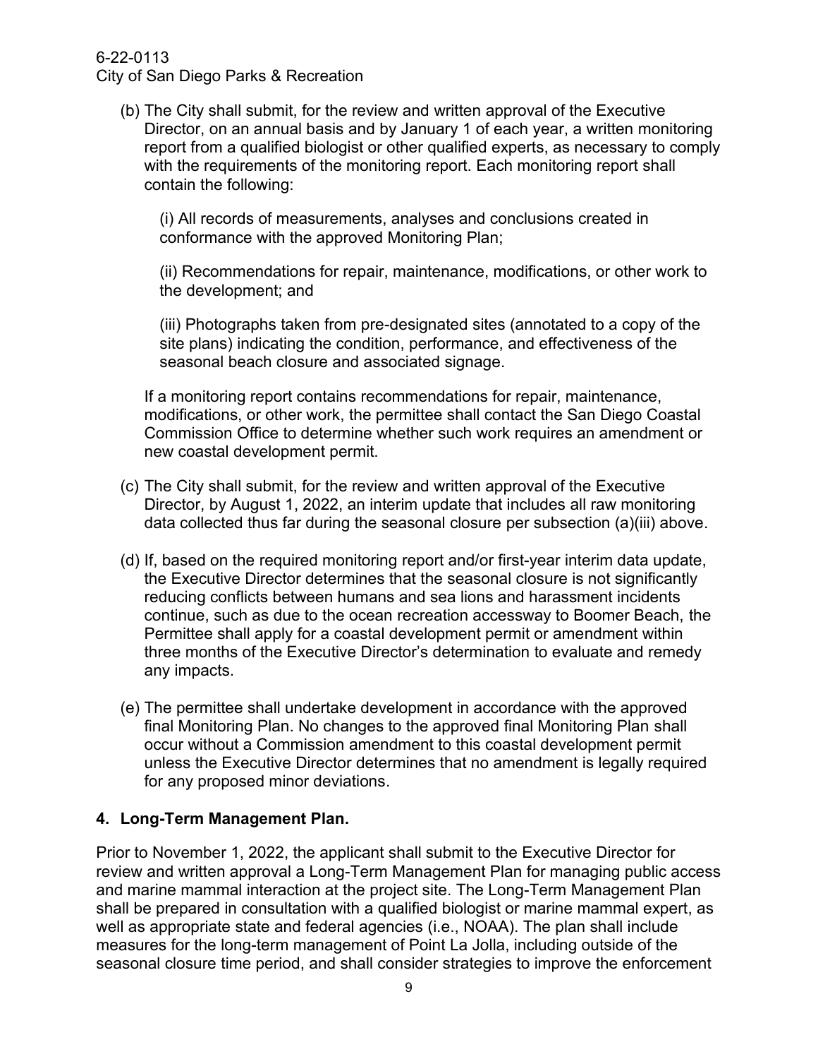(b) The City shall submit, for the review and written approval of the Executive Director, on an annual basis and by January 1 of each year, a written monitoring report from a qualified biologist or other qualified experts, as necessary to comply with the requirements of the monitoring report. Each monitoring report shall contain the following:

(i) All records of measurements, analyses and conclusions created in conformance with the approved Monitoring Plan;

(ii) Recommendations for repair, maintenance, modifications, or other work to the development; and

(iii) Photographs taken from pre-designated sites (annotated to a copy of the site plans) indicating the condition, performance, and effectiveness of the seasonal beach closure and associated signage.

If a monitoring report contains recommendations for repair, maintenance, modifications, or other work, the permittee shall contact the San Diego Coastal Commission Office to determine whether such work requires an amendment or new coastal development permit.

(c) The City shall submit, for the review and written approval of the Executive Director, by August 1, 2022, an interim update that includes all raw monitoring data collected thus far during the seasonal closure per subsection (a)(iii) above.

(d) If, based on the required monitoring report and/or first-year interim data update, the Executive Director determines that the seasonal closure is not significantly reducing conflicts between humans and sea lions and harassment incidents continue, such as due to the ocean recreation accessway to Boomer Beach, the Permittee shall apply for a coastal development permit or amendment within three months of the Executive Director's determination to evaluate and remedy any impacts.

(e) The permittee shall undertake development in accordance with the approved final Monitoring Plan. No changes to the approved final Monitoring Plan shall occur without a Commission amendment to this coastal development permit unless the Executive Director determines that no amendment is legally required for any proposed minor deviations.

**4. Long-Term Management Plan.**

Prior to November 1, 2022, the applicant shall submit to the Executive Director for review and written approval a Long-Term Management Plan for managing public access and marine mammal interaction at the project site. The Long-Term Management Plan shall be prepared in consultation with a qualified biologist or marine mammal expert, as well as appropriate state and federal agencies (i.e., NOAA). The plan shall include measures for the long-term management of Point La Jolla, including outside of the seasonal closure time period, and shall consider strategies to improve the enforcement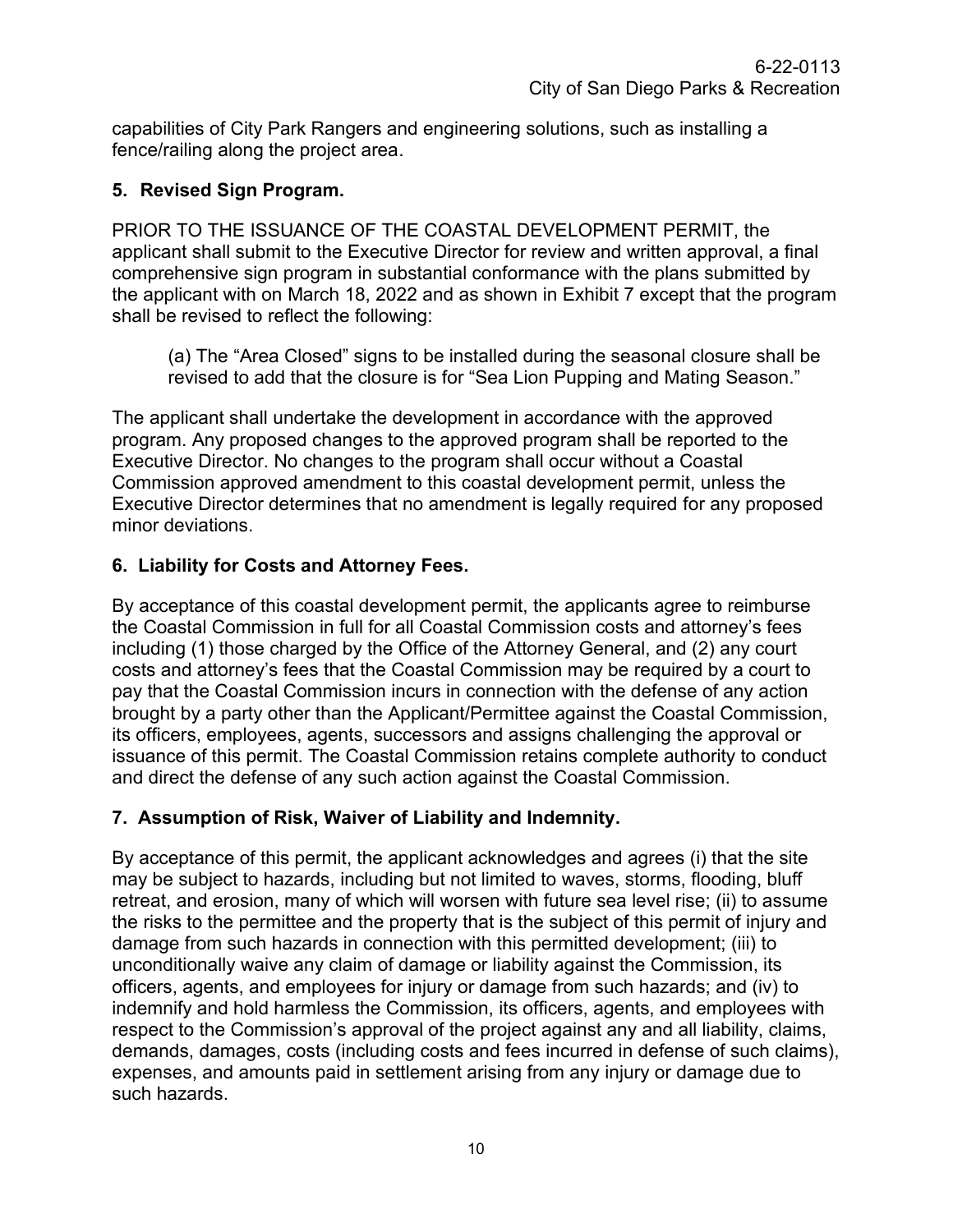capabilities of City Park Rangers and engineering solutions, such as installing a fence/railing along the project area.

**5. Revised Sign Program.**

PRIOR TO THE ISSUANCE OF THE COASTAL DEVELOPMENT PERMIT, the applicant shall submit to the Executive Director for review and written approval, a final comprehensive sign program in substantial conformance with the plans submitted by the applicant with on March 18, 2022 and as shown in Exhibit 7 except that the program shall be revised to reflect the following:

> (a) The "Area Closed" signs to be installed during the seasonal closure shall be revised to add that the closure is for "Sea Lion Pupping and Mating Season."

The applicant shall undertake the development in accordance with the approved program. Any proposed changes to the approved program shall be reported to the Executive Director. No changes to the program shall occur without a Coastal Commission approved amendment to this coastal development permit, unless the Executive Director determines that no amendment is legally required for any proposed minor deviations.

**6. Liability for Costs and Attorney Fees.**

By acceptance of this coastal development permit, the applicants agree to reimburse the Coastal Commission in full for all Coastal Commission costs and attorney's fees including (1) those charged by the Office of the Attorney General, and (2) any court costs and attorney's fees that the Coastal Commission may be required by a court to pay that the Coastal Commission incurs in connection with the defense of any action brought by a party other than the Applicant/Permittee against the Coastal Commission, its officers, employees, agents, successors and assigns challenging the approval or issuance of this permit. The Coastal Commission retains complete authority to conduct and direct the defense of any such action against the Coastal Commission.

**7. Assumption of Risk, Waiver of Liability and Indemnity.**

By acceptance of this permit, the applicant acknowledges and agrees (i) that the site may be subject to hazards, including but not limited to waves, storms, flooding, bluff retreat, and erosion, many of which will worsen with future sea level rise; (ii) to assume the risks to the permittee and the property that is the subject of this permit of injury and damage from such hazards in connection with this permitted development; (iii) to unconditionally waive any claim of damage or liability against the Commission, its officers, agents, and employees for injury or damage from such hazards; and (iv) to indemnify and hold harmless the Commission, its officers, agents, and employees with respect to the Commission's approval of the project against any and all liability, claims, demands, damages, costs (including costs and fees incurred in defense of such claims), expenses, and amounts paid in settlement arising from any injury or damage due to such hazards.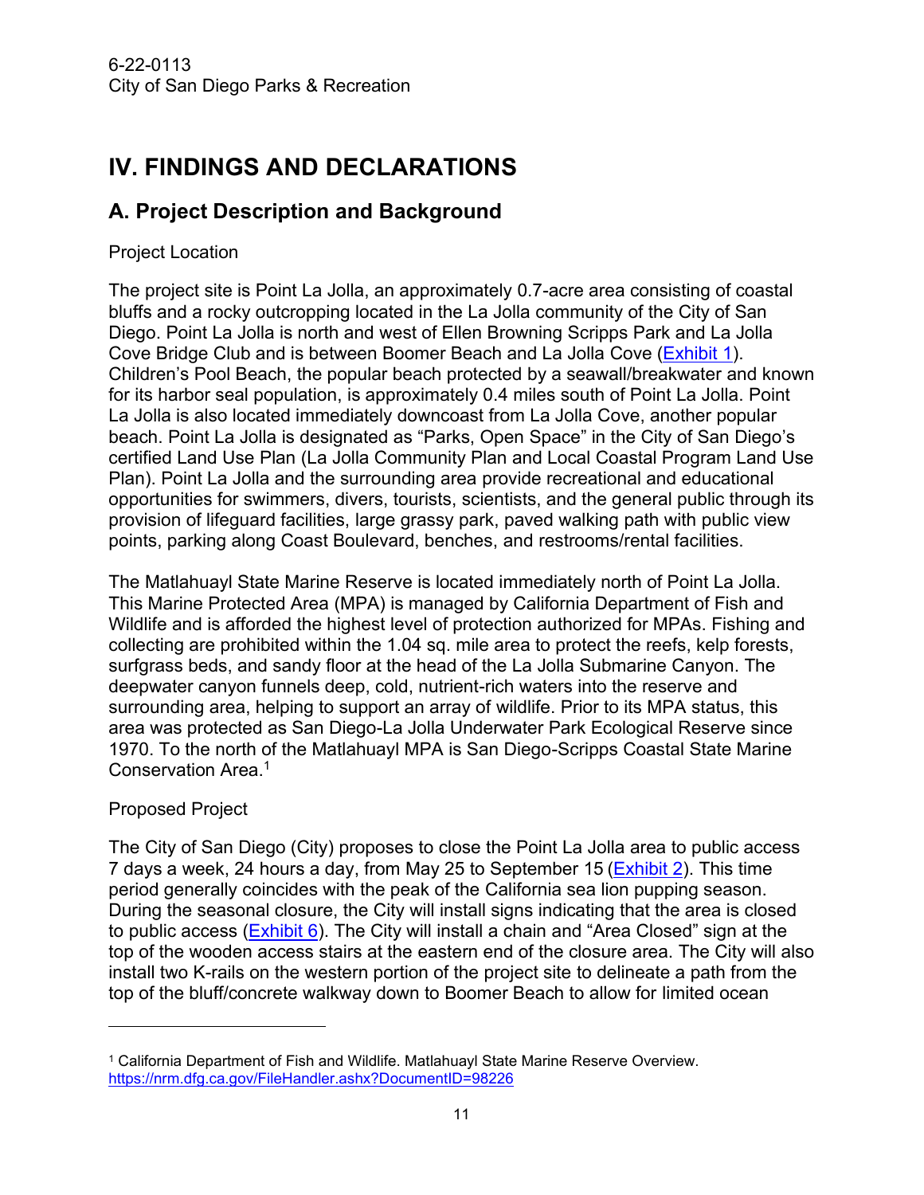# IV. FINDINGS AND DECLARATIONS

## A. Project Description and Background

Project Location

The project site is Point La Jolla, an approximately 0.7-acre area consisting of coastal bluffs and a rocky outcropping located in the La Jolla community of the City of San Diego. Point La Jolla is north and west of Ellen Browning Scripps Park and La Jolla Cove Bridge Club and is between Boomer Beach and La Jolla Cove (Exhibit 1). Children's Pool Beach, the popular beach protected by a seawall/breakwater and known for its harbor seal population, is approximately 0.4 miles south of Point La Jolla. Point La Jolla is also located immediately downcoast from La Jolla Cove, another popular beach. Point La Jolla is designated as "Parks, Open Space" in the City of San Diego's certified Land Use Plan (La Jolla Community Plan and Local Coastal Program Land Use Plan). Point La Jolla and the surrounding area provide recreational and educational opportunities for swimmers, divers, tourists, scientists, and the general public through its provision of lifeguard facilities, large grassy park, paved walking path with public view points, parking along Coast Boulevard, benches, and restrooms/rental facilities.

The Matlahuayl State Marine Reserve is located immediately north of Point La Jolla. This Marine Protected Area (MPA) is managed by California Department of Fish and Wildlife and is afforded the highest level of protection authorized for MPAs. Fishing and collecting are prohibited within the 1.04 sq. mile area to protect the reefs, kelp forests, surfgrass beds, and sandy floor at the head of the La Jolla Submarine Canyon. The deepwater canyon funnels deep, cold, nutrient-rich waters into the reserve and surrounding area, helping to support an array of wildlife. Prior to its MPA status, this area was protected as San Diego-La Jolla Underwater Park Ecological Reserve since 1970. To the north of the Matlahuayl MPA is San Diego-Scripps Coastal State Marine Conservation Area.[1]

Proposed Project

The City of San Diego (City) proposes to close the Point La Jolla area to public access 7 days a week, 24 hours a day, from May 25 to September 15 (Exhibit 2). This time period generally coincides with the peak of the California sea lion pupping season. During the seasonal closure, the City will install signs indicating that the area is closed to public access (Exhibit 6). The City will install a chain and "Area Closed" sign at the top of the wooden access stairs at the eastern end of the closure area. The City will also install two K-rails on the western portion of the project site to delineate a path from the top of the bluff/concrete walkway down to Boomer Beach to allow for limited ocean

---

[1] California Department of Fish and Wildlife. Matlahuayl State Marine Reserve Overview. https://nrm.dfg.ca.gov/FileHandler.ashx?DocumentID=98226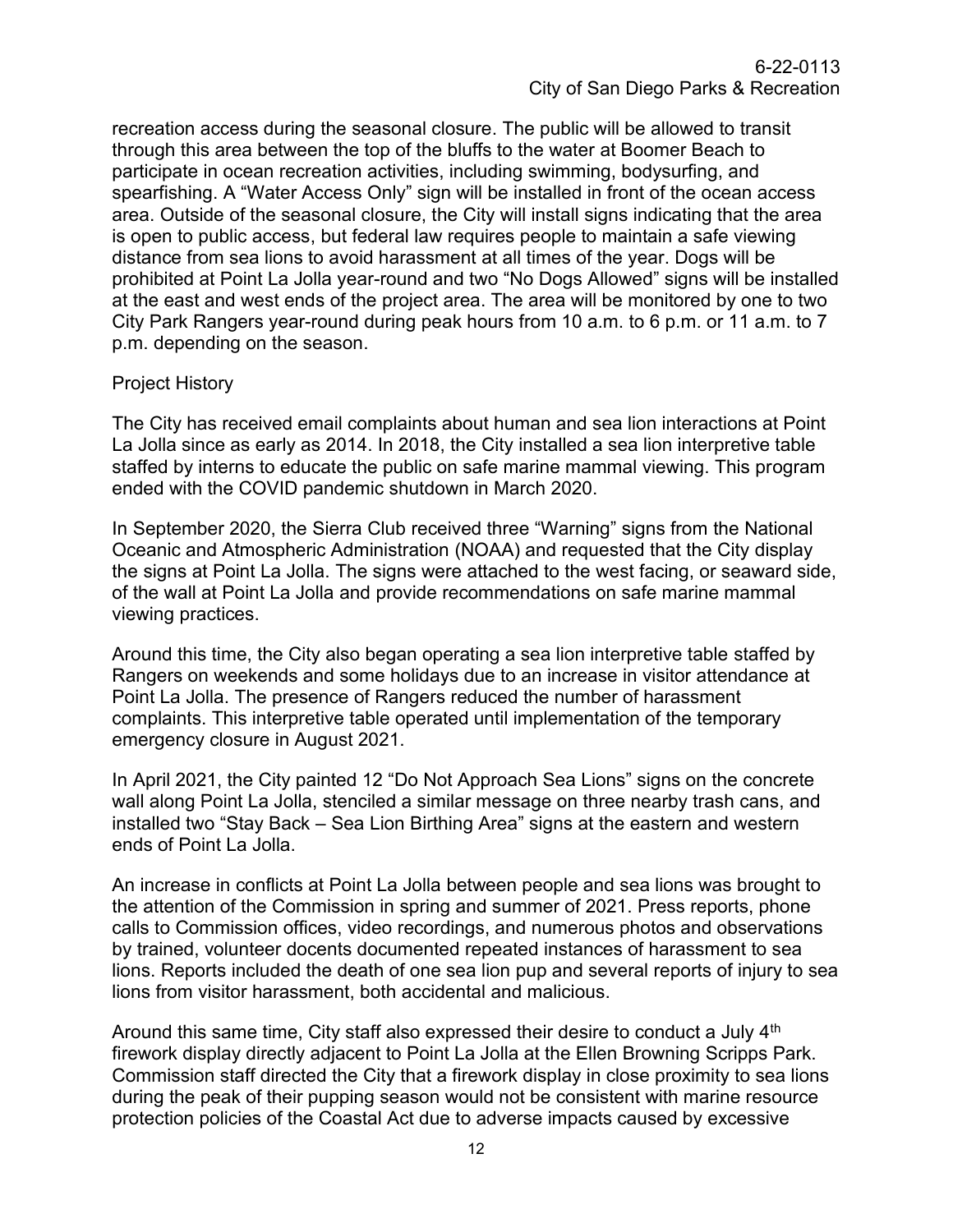recreation access during the seasonal closure. The public will be allowed to transit through this area between the top of the bluffs to the water at Boomer Beach to participate in ocean recreation activities, including swimming, bodysurfing, and spearfishing. A "Water Access Only" sign will be installed in front of the ocean access area. Outside of the seasonal closure, the City will install signs indicating that the area is open to public access, but federal law requires people to maintain a safe viewing distance from sea lions to avoid harassment at all times of the year. Dogs will be prohibited at Point La Jolla year-round and two "No Dogs Allowed" signs will be installed at the east and west ends of the project area. The area will be monitored by one to two City Park Rangers year-round during peak hours from 10 a.m. to 6 p.m. or 11 a.m. to 7 p.m. depending on the season.

Project History

The City has received email complaints about human and sea lion interactions at Point La Jolla since as early as 2014. In 2018, the City installed a sea lion interpretive table staffed by interns to educate the public on safe marine mammal viewing. This program ended with the COVID pandemic shutdown in March 2020.

In September 2020, the Sierra Club received three "Warning" signs from the National Oceanic and Atmospheric Administration (NOAA) and requested that the City display the signs at Point La Jolla. The signs were attached to the west facing, or seaward side, of the wall at Point La Jolla and provide recommendations on safe marine mammal viewing practices.

Around this time, the City also began operating a sea lion interpretive table staffed by Rangers on weekends and some holidays due to an increase in visitor attendance at Point La Jolla. The presence of Rangers reduced the number of harassment complaints. This interpretive table operated until implementation of the temporary emergency closure in August 2021.

In April 2021, the City painted 12 "Do Not Approach Sea Lions" signs on the concrete wall along Point La Jolla, stenciled a similar message on three nearby trash cans, and installed two "Stay Back – Sea Lion Birthing Area" signs at the eastern and western ends of Point La Jolla.

An increase in conflicts at Point La Jolla between people and sea lions was brought to the attention of the Commission in spring and summer of 2021. Press reports, phone calls to Commission offices, video recordings, and numerous photos and observations by trained, volunteer docents documented repeated instances of harassment to sea lions. Reports included the death of one sea lion pup and several reports of injury to sea lions from visitor harassment, both accidental and malicious.

Around this same time, City staff also expressed their desire to conduct a July 4th firework display directly adjacent to Point La Jolla at the Ellen Browning Scripps Park. Commission staff directed the City that a firework display in close proximity to sea lions during the peak of their pupping season would not be consistent with marine resource protection policies of the Coastal Act due to adverse impacts caused by excessive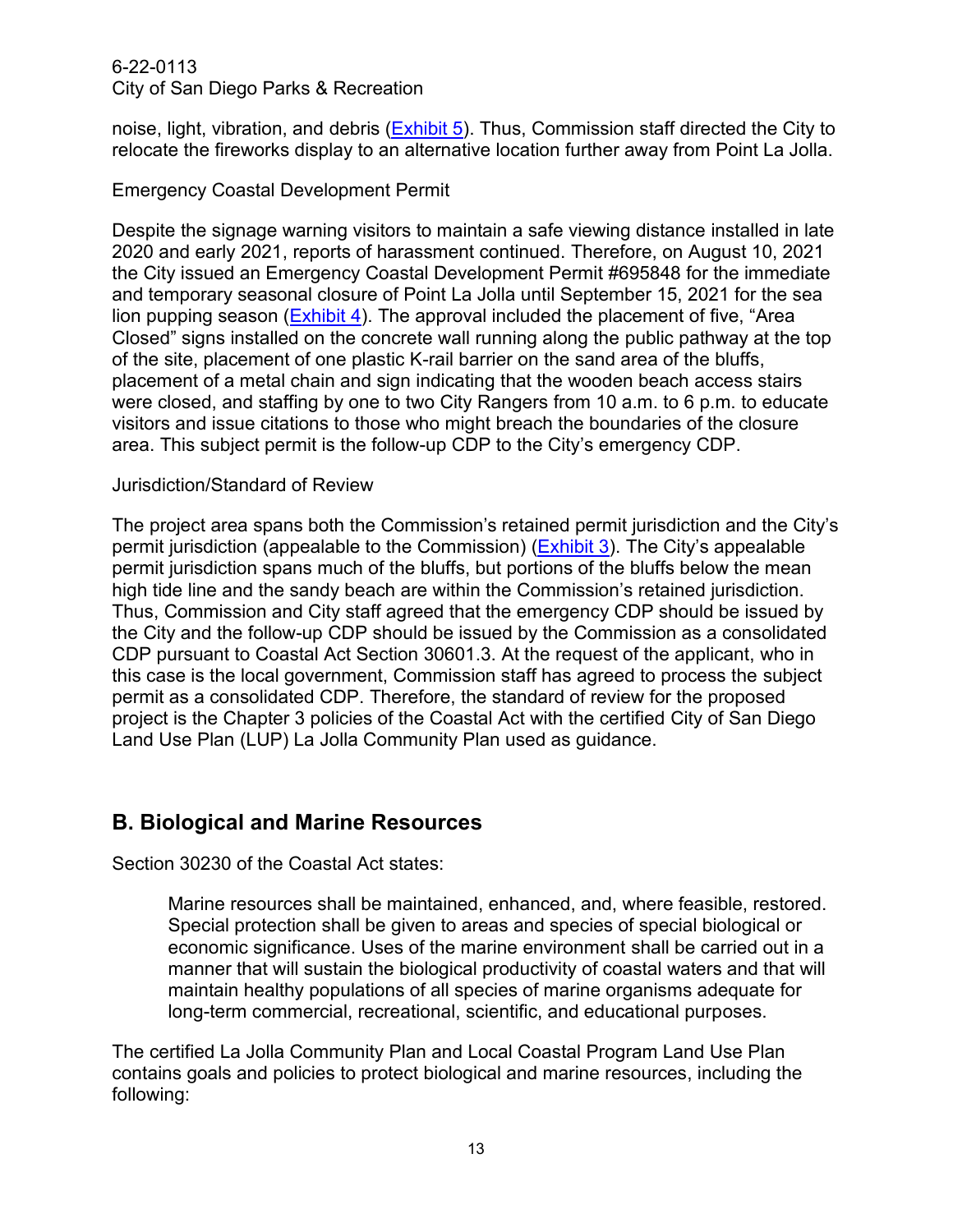noise, light, vibration, and debris (Exhibit 5). Thus, Commission staff directed the City to relocate the fireworks display to an alternative location further away from Point La Jolla.

Emergency Coastal Development Permit

Despite the signage warning visitors to maintain a safe viewing distance installed in late 2020 and early 2021, reports of harassment continued. Therefore, on August 10, 2021 the City issued an Emergency Coastal Development Permit #695848 for the immediate and temporary seasonal closure of Point La Jolla until September 15, 2021 for the sea lion pupping season (Exhibit 4). The approval included the placement of five, "Area Closed" signs installed on the concrete wall running along the public pathway at the top of the site, placement of one plastic K-rail barrier on the sand area of the bluffs, placement of a metal chain and sign indicating that the wooden beach access stairs were closed, and staffing by one to two City Rangers from 10 a.m. to 6 p.m. to educate visitors and issue citations to those who might breach the boundaries of the closure area. This subject permit is the follow-up CDP to the City's emergency CDP.

Jurisdiction/Standard of Review

The project area spans both the Commission's retained permit jurisdiction and the City's permit jurisdiction (appealable to the Commission) (Exhibit 3). The City's appealable permit jurisdiction spans much of the bluffs, but portions of the bluffs below the mean high tide line and the sandy beach are within the Commission's retained jurisdiction. Thus, Commission and City staff agreed that the emergency CDP should be issued by the City and the follow-up CDP should be issued by the Commission as a consolidated CDP pursuant to Coastal Act Section 30601.3. At the request of the applicant, who in this case is the local government, Commission staff has agreed to process the subject permit as a consolidated CDP. Therefore, the standard of review for the proposed project is the Chapter 3 policies of the Coastal Act with the certified City of San Diego Land Use Plan (LUP) La Jolla Community Plan used as guidance.

## B. Biological and Marine Resources

Section 30230 of the Coastal Act states:

> Marine resources shall be maintained, enhanced, and, where feasible, restored. Special protection shall be given to areas and species of special biological or economic significance. Uses of the marine environment shall be carried out in a manner that will sustain the biological productivity of coastal waters and that will maintain healthy populations of all species of marine organisms adequate for long-term commercial, recreational, scientific, and educational purposes.

The certified La Jolla Community Plan and Local Coastal Program Land Use Plan contains goals and policies to protect biological and marine resources, including the following: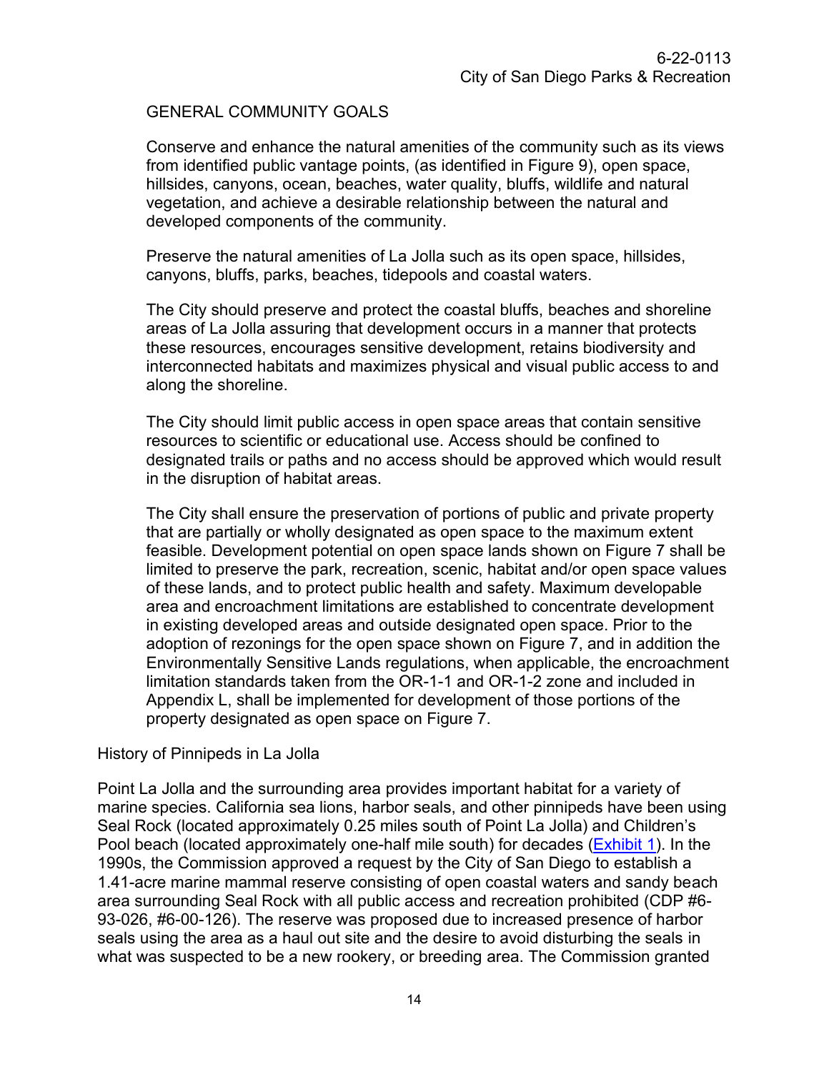GENERAL COMMUNITY GOALS

> Conserve and enhance the natural amenities of the community such as its views from identified public vantage points, (as identified in Figure 9), open space, hillsides, canyons, ocean, beaches, water quality, bluffs, wildlife and natural vegetation, and achieve a desirable relationship between the natural and developed components of the community.
>
> Preserve the natural amenities of La Jolla such as its open space, hillsides, canyons, bluffs, parks, beaches, tidepools and coastal waters.
>
> The City should preserve and protect the coastal bluffs, beaches and shoreline areas of La Jolla assuring that development occurs in a manner that protects these resources, encourages sensitive development, retains biodiversity and interconnected habitats and maximizes physical and visual public access to and along the shoreline.
>
> The City should limit public access in open space areas that contain sensitive resources to scientific or educational use. Access should be confined to designated trails or paths and no access should be approved which would result in the disruption of habitat areas.
>
> The City shall ensure the preservation of portions of public and private property that are partially or wholly designated as open space to the maximum extent feasible. Development potential on open space lands shown on Figure 7 shall be limited to preserve the park, recreation, scenic, habitat and/or open space values of these lands, and to protect public health and safety. Maximum developable area and encroachment limitations are established to concentrate development in existing developed areas and outside designated open space. Prior to the adoption of rezonings for the open space shown on Figure 7, and in addition the Environmentally Sensitive Lands regulations, when applicable, the encroachment limitation standards taken from the OR-1-1 and OR-1-2 zone and included in Appendix L, shall be implemented for development of those portions of the property designated as open space on Figure 7.

History of Pinnipeds in La Jolla

Point La Jolla and the surrounding area provides important habitat for a variety of marine species. California sea lions, harbor seals, and other pinnipeds have been using Seal Rock (located approximately 0.25 miles south of Point La Jolla) and Children's Pool beach (located approximately one-half mile south) for decades (Exhibit 1). In the 1990s, the Commission approved a request by the City of San Diego to establish a 1.41-acre marine mammal reserve consisting of open coastal waters and sandy beach area surrounding Seal Rock with all public access and recreation prohibited (CDP #6-93-026, #6-00-126). The reserve was proposed due to increased presence of harbor seals using the area as a haul out site and the desire to avoid disturbing the seals in what was suspected to be a new rookery, or breeding area. The Commission granted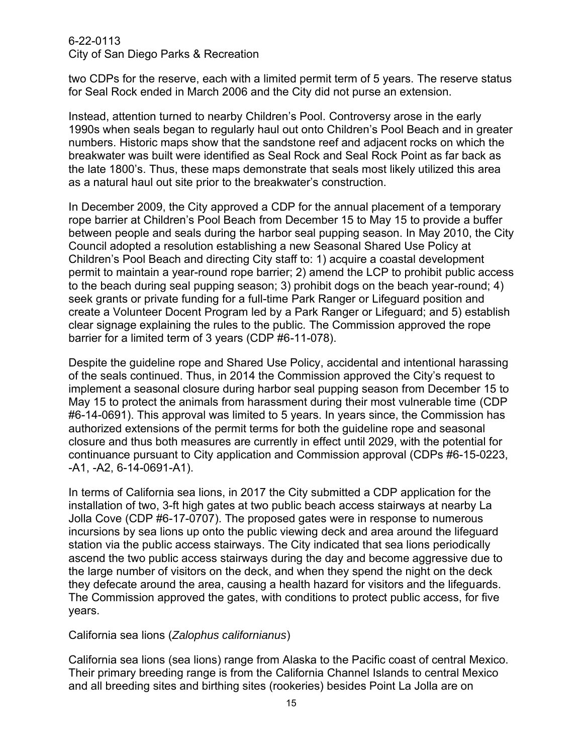two CDPs for the reserve, each with a limited permit term of 5 years. The reserve status for Seal Rock ended in March 2006 and the City did not purse an extension.

Instead, attention turned to nearby Children's Pool. Controversy arose in the early 1990s when seals began to regularly haul out onto Children's Pool Beach and in greater numbers. Historic maps show that the sandstone reef and adjacent rocks on which the breakwater was built were identified as Seal Rock and Seal Rock Point as far back as the late 1800's. Thus, these maps demonstrate that seals most likely utilized this area as a natural haul out site prior to the breakwater's construction.

In December 2009, the City approved a CDP for the annual placement of a temporary rope barrier at Children's Pool Beach from December 15 to May 15 to provide a buffer between people and seals during the harbor seal pupping season. In May 2010, the City Council adopted a resolution establishing a new Seasonal Shared Use Policy at Children's Pool Beach and directing City staff to: 1) acquire a coastal development permit to maintain a year-round rope barrier; 2) amend the LCP to prohibit public access to the beach during seal pupping season; 3) prohibit dogs on the beach year-round; 4) seek grants or private funding for a full-time Park Ranger or Lifeguard position and create a Volunteer Docent Program led by a Park Ranger or Lifeguard; and 5) establish clear signage explaining the rules to the public. The Commission approved the rope barrier for a limited term of 3 years (CDP #6-11-078).

Despite the guideline rope and Shared Use Policy, accidental and intentional harassing of the seals continued. Thus, in 2014 the Commission approved the City's request to implement a seasonal closure during harbor seal pupping season from December 15 to May 15 to protect the animals from harassment during their most vulnerable time (CDP #6-14-0691). This approval was limited to 5 years. In years since, the Commission has authorized extensions of the permit terms for both the guideline rope and seasonal closure and thus both measures are currently in effect until 2029, with the potential for continuance pursuant to City application and Commission approval (CDPs #6-15-0223, -A1, -A2, 6-14-0691-A1).

In terms of California sea lions, in 2017 the City submitted a CDP application for the installation of two, 3-ft high gates at two public beach access stairways at nearby La Jolla Cove (CDP #6-17-0707). The proposed gates were in response to numerous incursions by sea lions up onto the public viewing deck and area around the lifeguard station via the public access stairways. The City indicated that sea lions periodically ascend the two public access stairways during the day and become aggressive due to the large number of visitors on the deck, and when they spend the night on the deck they defecate around the area, causing a health hazard for visitors and the lifeguards. The Commission approved the gates, with conditions to protect public access, for five years.

California sea lions (*Zalophus californianus*)

California sea lions (sea lions) range from Alaska to the Pacific coast of central Mexico. Their primary breeding range is from the California Channel Islands to central Mexico and all breeding sites and birthing sites (rookeries) besides Point La Jolla are on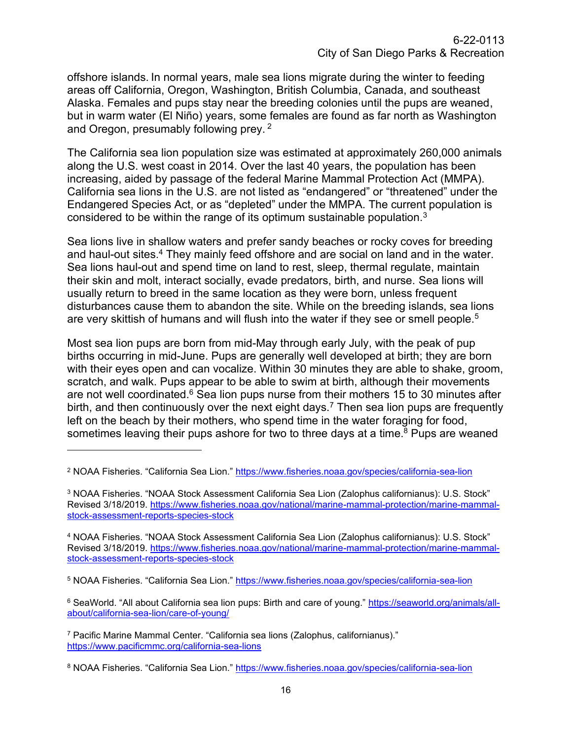offshore islands. In normal years, male sea lions migrate during the winter to feeding areas off California, Oregon, Washington, British Columbia, Canada, and southeast Alaska. Females and pups stay near the breeding colonies until the pups are weaned, but in warm water (El Niño) years, some females are found as far north as Washington and Oregon, presumably following prey. [2]

The California sea lion population size was estimated at approximately 260,000 animals along the U.S. west coast in 2014. Over the last 40 years, the population has been increasing, aided by passage of the federal Marine Mammal Protection Act (MMPA). California sea lions in the U.S. are not listed as "endangered" or "threatened" under the Endangered Species Act, or as "depleted" under the MMPA. The current population is considered to be within the range of its optimum sustainable population.[3]

Sea lions live in shallow waters and prefer sandy beaches or rocky coves for breeding and haul-out sites.[4] They mainly feed offshore and are social on land and in the water. Sea lions haul-out and spend time on land to rest, sleep, thermal regulate, maintain their skin and molt, interact socially, evade predators, birth, and nurse. Sea lions will usually return to breed in the same location as they were born, unless frequent disturbances cause them to abandon the site. While on the breeding islands, sea lions are very skittish of humans and will flush into the water if they see or smell people.[5]

Most sea lion pups are born from mid-May through early July, with the peak of pup births occurring in mid-June. Pups are generally well developed at birth; they are born with their eyes open and can vocalize. Within 30 minutes they are able to shake, groom, scratch, and walk. Pups appear to be able to swim at birth, although their movements are not well coordinated.[6] Sea lion pups nurse from their mothers 15 to 30 minutes after birth, and then continuously over the next eight days.[7] Then sea lion pups are frequently left on the beach by their mothers, who spend time in the water foraging for food, sometimes leaving their pups ashore for two to three days at a time.[8] Pups are weaned

---

[2] NOAA Fisheries. "California Sea Lion." https://www.fisheries.noaa.gov/species/california-sea-lion

[3] NOAA Fisheries. "NOAA Stock Assessment California Sea Lion (Zalophus californianus): U.S. Stock" Revised 3/18/2019. https://www.fisheries.noaa.gov/national/marine-mammal-protection/marine-mammal-stock-assessment-reports-species-stock

[4] NOAA Fisheries. "NOAA Stock Assessment California Sea Lion (Zalophus californianus): U.S. Stock" Revised 3/18/2019. https://www.fisheries.noaa.gov/national/marine-mammal-protection/marine-mammal-stock-assessment-reports-species-stock

[5] NOAA Fisheries. "California Sea Lion." https://www.fisheries.noaa.gov/species/california-sea-lion

[6] SeaWorld. "All about California sea lion pups: Birth and care of young." https://seaworld.org/animals/all-about/california-sea-lion/care-of-young/

[7] Pacific Marine Mammal Center. "California sea lions (Zalophus, californianus)." https://www.pacificmmc.org/california-sea-lions

[8] NOAA Fisheries. "California Sea Lion." https://www.fisheries.noaa.gov/species/california-sea-lion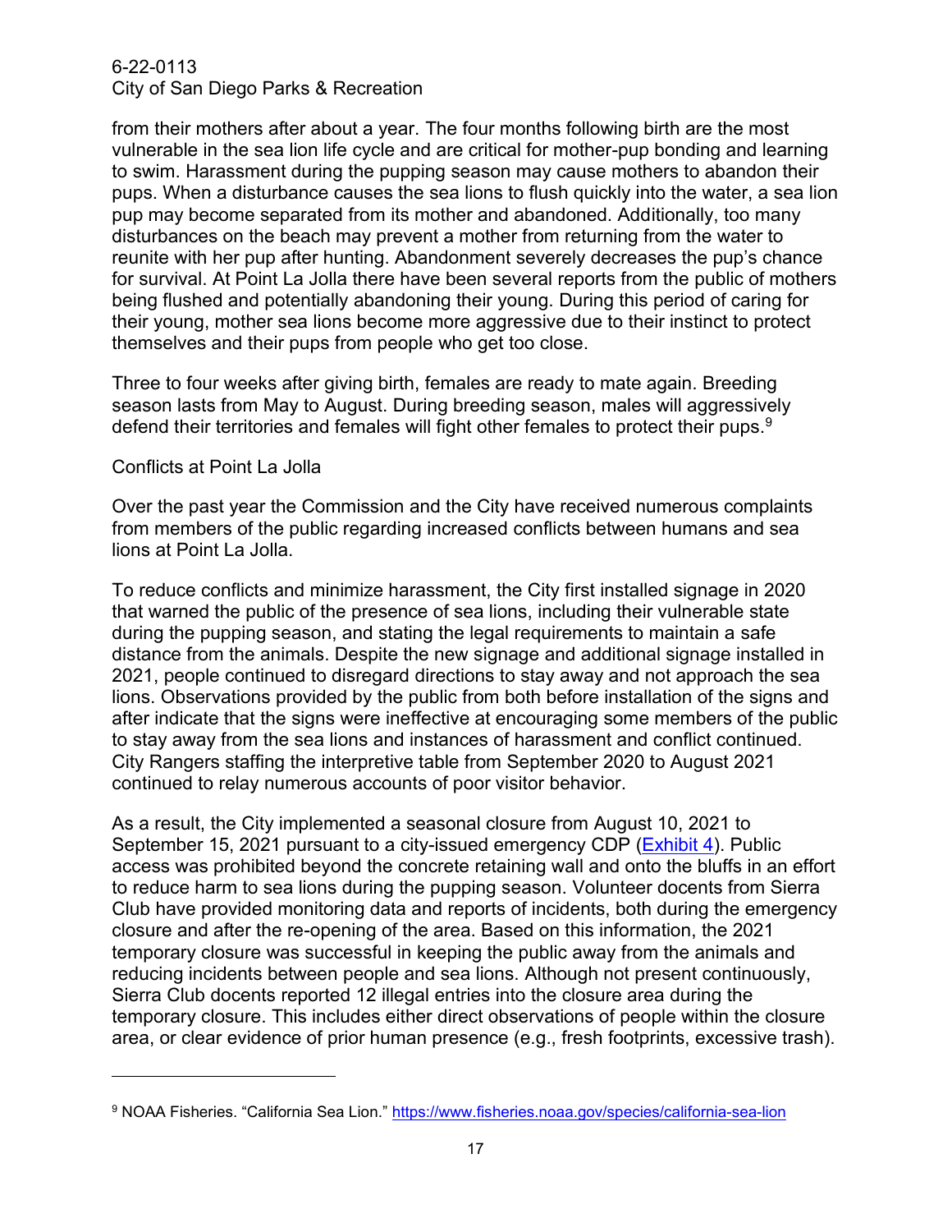from their mothers after about a year. The four months following birth are the most vulnerable in the sea lion life cycle and are critical for mother-pup bonding and learning to swim. Harassment during the pupping season may cause mothers to abandon their pups. When a disturbance causes the sea lions to flush quickly into the water, a sea lion pup may become separated from its mother and abandoned. Additionally, too many disturbances on the beach may prevent a mother from returning from the water to reunite with her pup after hunting. Abandonment severely decreases the pup's chance for survival. At Point La Jolla there have been several reports from the public of mothers being flushed and potentially abandoning their young. During this period of caring for their young, mother sea lions become more aggressive due to their instinct to protect themselves and their pups from people who get too close.

Three to four weeks after giving birth, females are ready to mate again. Breeding season lasts from May to August. During breeding season, males will aggressively defend their territories and females will fight other females to protect their pups.[9]

Conflicts at Point La Jolla

Over the past year the Commission and the City have received numerous complaints from members of the public regarding increased conflicts between humans and sea lions at Point La Jolla.

To reduce conflicts and minimize harassment, the City first installed signage in 2020 that warned the public of the presence of sea lions, including their vulnerable state during the pupping season, and stating the legal requirements to maintain a safe distance from the animals. Despite the new signage and additional signage installed in 2021, people continued to disregard directions to stay away and not approach the sea lions. Observations provided by the public from both before installation of the signs and after indicate that the signs were ineffective at encouraging some members of the public to stay away from the sea lions and instances of harassment and conflict continued. City Rangers staffing the interpretive table from September 2020 to August 2021 continued to relay numerous accounts of poor visitor behavior.

As a result, the City implemented a seasonal closure from August 10, 2021 to September 15, 2021 pursuant to a city-issued emergency CDP (Exhibit 4). Public access was prohibited beyond the concrete retaining wall and onto the bluffs in an effort to reduce harm to sea lions during the pupping season. Volunteer docents from Sierra Club have provided monitoring data and reports of incidents, both during the emergency closure and after the re-opening of the area. Based on this information, the 2021 temporary closure was successful in keeping the public away from the animals and reducing incidents between people and sea lions. Although not present continuously, Sierra Club docents reported 12 illegal entries into the closure area during the temporary closure. This includes either direct observations of people within the closure area, or clear evidence of prior human presence (e.g., fresh footprints, excessive trash).

---

[9] NOAA Fisheries. "California Sea Lion." https://www.fisheries.noaa.gov/species/california-sea-lion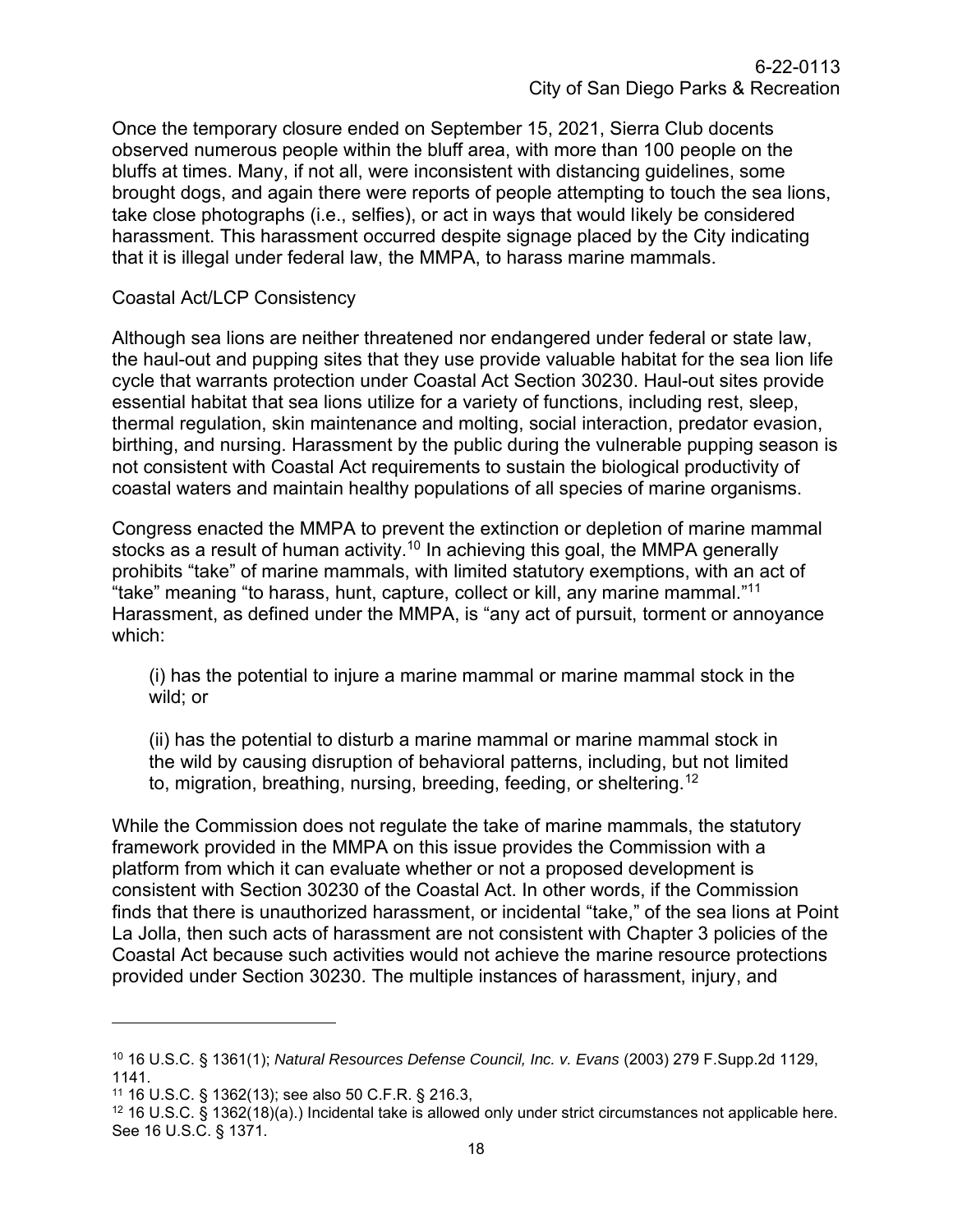Once the temporary closure ended on September 15, 2021, Sierra Club docents observed numerous people within the bluff area, with more than 100 people on the bluffs at times. Many, if not all, were inconsistent with distancing guidelines, some brought dogs, and again there were reports of people attempting to touch the sea lions, take close photographs (i.e., selfies), or act in ways that would likely be considered harassment. This harassment occurred despite signage placed by the City indicating that it is illegal under federal law, the MMPA, to harass marine mammals.

Coastal Act/LCP Consistency

Although sea lions are neither threatened nor endangered under federal or state law, the haul-out and pupping sites that they use provide valuable habitat for the sea lion life cycle that warrants protection under Coastal Act Section 30230. Haul-out sites provide essential habitat that sea lions utilize for a variety of functions, including rest, sleep, thermal regulation, skin maintenance and molting, social interaction, predator evasion, birthing, and nursing. Harassment by the public during the vulnerable pupping season is not consistent with Coastal Act requirements to sustain the biological productivity of coastal waters and maintain healthy populations of all species of marine organisms.

Congress enacted the MMPA to prevent the extinction or depletion of marine mammal stocks as a result of human activity.[10] In achieving this goal, the MMPA generally prohibits "take" of marine mammals, with limited statutory exemptions, with an act of "take" meaning "to harass, hunt, capture, collect or kill, any marine mammal."[11] Harassment, as defined under the MMPA, is "any act of pursuit, torment or annoyance which:

> (i) has the potential to injure a marine mammal or marine mammal stock in the wild; or
>
> (ii) has the potential to disturb a marine mammal or marine mammal stock in the wild by causing disruption of behavioral patterns, including, but not limited to, migration, breathing, nursing, breeding, feeding, or sheltering.[12]

While the Commission does not regulate the take of marine mammals, the statutory framework provided in the MMPA on this issue provides the Commission with a platform from which it can evaluate whether or not a proposed development is consistent with Section 30230 of the Coastal Act. In other words, if the Commission finds that there is unauthorized harassment, or incidental "take," of the sea lions at Point La Jolla, then such acts of harassment are not consistent with Chapter 3 policies of the Coastal Act because such activities would not achieve the marine resource protections provided under Section 30230. The multiple instances of harassment, injury, and

---

[10] 16 U.S.C. § 1361(1); *Natural Resources Defense Council, Inc. v. Evans* (2003) 279 F.Supp.2d 1129, 1141.

[11] 16 U.S.C. § 1362(13); see also 50 C.F.R. § 216.3,

[12] 16 U.S.C. § 1362(18)(a).) Incidental take is allowed only under strict circumstances not applicable here. See 16 U.S.C. § 1371.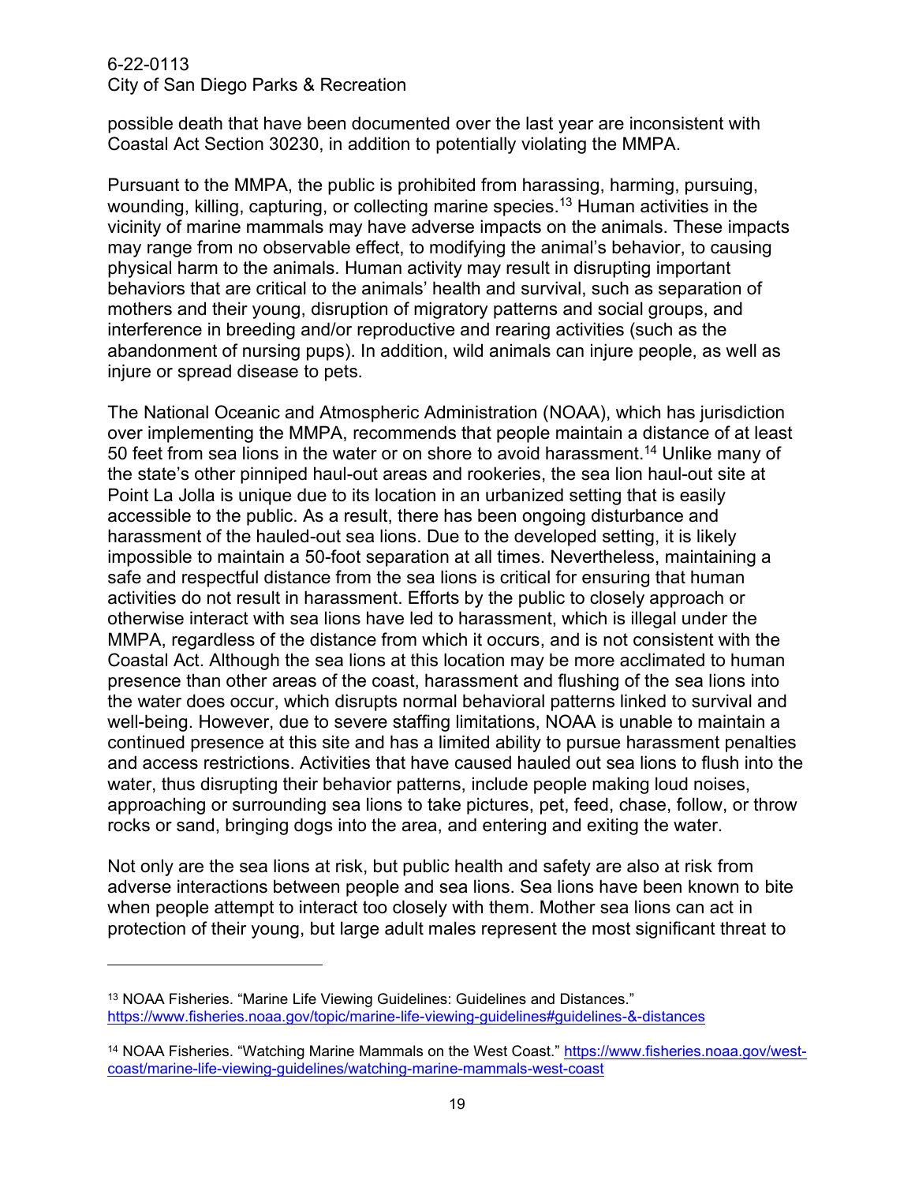possible death that have been documented over the last year are inconsistent with Coastal Act Section 30230, in addition to potentially violating the MMPA.

Pursuant to the MMPA, the public is prohibited from harassing, harming, pursuing, wounding, killing, capturing, or collecting marine species.[13] Human activities in the vicinity of marine mammals may have adverse impacts on the animals. These impacts may range from no observable effect, to modifying the animal's behavior, to causing physical harm to the animals. Human activity may result in disrupting important behaviors that are critical to the animals' health and survival, such as separation of mothers and their young, disruption of migratory patterns and social groups, and interference in breeding and/or reproductive and rearing activities (such as the abandonment of nursing pups). In addition, wild animals can injure people, as well as injure or spread disease to pets.

The National Oceanic and Atmospheric Administration (NOAA), which has jurisdiction over implementing the MMPA, recommends that people maintain a distance of at least 50 feet from sea lions in the water or on shore to avoid harassment.[14] Unlike many of the state's other pinniped haul-out areas and rookeries, the sea lion haul-out site at Point La Jolla is unique due to its location in an urbanized setting that is easily accessible to the public. As a result, there has been ongoing disturbance and harassment of the hauled-out sea lions. Due to the developed setting, it is likely impossible to maintain a 50-foot separation at all times. Nevertheless, maintaining a safe and respectful distance from the sea lions is critical for ensuring that human activities do not result in harassment. Efforts by the public to closely approach or otherwise interact with sea lions have led to harassment, which is illegal under the MMPA, regardless of the distance from which it occurs, and is not consistent with the Coastal Act. Although the sea lions at this location may be more acclimated to human presence than other areas of the coast, harassment and flushing of the sea lions into the water does occur, which disrupts normal behavioral patterns linked to survival and well-being. However, due to severe staffing limitations, NOAA is unable to maintain a continued presence at this site and has a limited ability to pursue harassment penalties and access restrictions. Activities that have caused hauled out sea lions to flush into the water, thus disrupting their behavior patterns, include people making loud noises, approaching or surrounding sea lions to take pictures, pet, feed, chase, follow, or throw rocks or sand, bringing dogs into the area, and entering and exiting the water.

Not only are the sea lions at risk, but public health and safety are also at risk from adverse interactions between people and sea lions. Sea lions have been known to bite when people attempt to interact too closely with them. Mother sea lions can act in protection of their young, but large adult males represent the most significant threat to

---

[13] NOAA Fisheries. "Marine Life Viewing Guidelines: Guidelines and Distances." https://www.fisheries.noaa.gov/topic/marine-life-viewing-guidelines#guidelines-&-distances

[14] NOAA Fisheries. "Watching Marine Mammals on the West Coast." https://www.fisheries.noaa.gov/west-coast/marine-life-viewing-guidelines/watching-marine-mammals-west-coast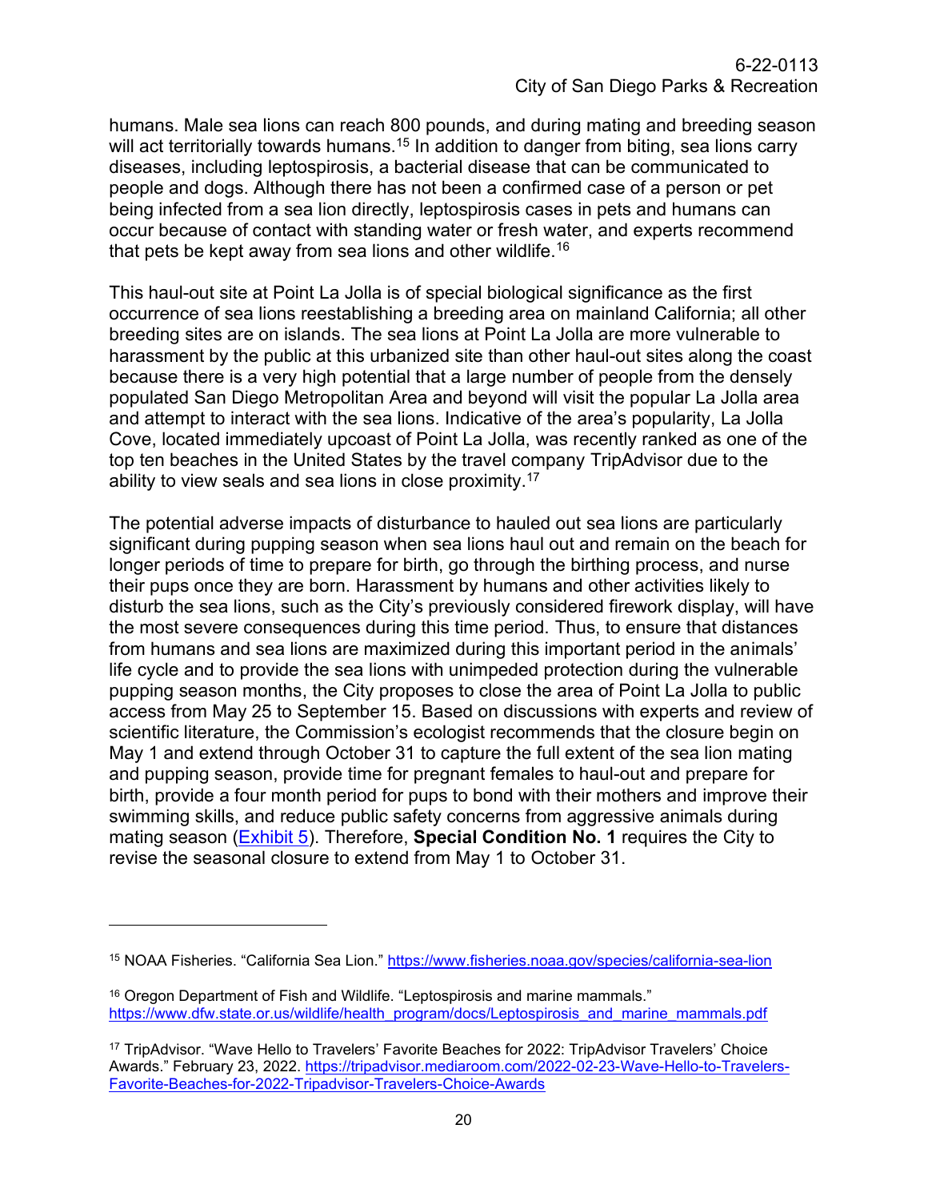humans. Male sea lions can reach 800 pounds, and during mating and breeding season will act territorially towards humans.[15] In addition to danger from biting, sea lions carry diseases, including leptospirosis, a bacterial disease that can be communicated to people and dogs. Although there has not been a confirmed case of a person or pet being infected from a sea lion directly, leptospirosis cases in pets and humans can occur because of contact with standing water or fresh water, and experts recommend that pets be kept away from sea lions and other wildlife.[16]

This haul-out site at Point La Jolla is of special biological significance as the first occurrence of sea lions reestablishing a breeding area on mainland California; all other breeding sites are on islands. The sea lions at Point La Jolla are more vulnerable to harassment by the public at this urbanized site than other haul-out sites along the coast because there is a very high potential that a large number of people from the densely populated San Diego Metropolitan Area and beyond will visit the popular La Jolla area and attempt to interact with the sea lions. Indicative of the area's popularity, La Jolla Cove, located immediately upcoast of Point La Jolla, was recently ranked as one of the top ten beaches in the United States by the travel company TripAdvisor due to the ability to view seals and sea lions in close proximity.[17]

The potential adverse impacts of disturbance to hauled out sea lions are particularly significant during pupping season when sea lions haul out and remain on the beach for longer periods of time to prepare for birth, go through the birthing process, and nurse their pups once they are born. Harassment by humans and other activities likely to disturb the sea lions, such as the City's previously considered firework display, will have the most severe consequences during this time period. Thus, to ensure that distances from humans and sea lions are maximized during this important period in the animals' life cycle and to provide the sea lions with unimpeded protection during the vulnerable pupping season months, the City proposes to close the area of Point La Jolla to public access from May 25 to September 15. Based on discussions with experts and review of scientific literature, the Commission's ecologist recommends that the closure begin on May 1 and extend through October 31 to capture the full extent of the sea lion mating and pupping season, provide time for pregnant females to haul-out and prepare for birth, provide a four month period for pups to bond with their mothers and improve their swimming skills, and reduce public safety concerns from aggressive animals during mating season (Exhibit 5). Therefore, **Special Condition No. 1** requires the City to revise the seasonal closure to extend from May 1 to October 31.

---

[15] NOAA Fisheries. "California Sea Lion." https://www.fisheries.noaa.gov/species/california-sea-lion

[16] Oregon Department of Fish and Wildlife. "Leptospirosis and marine mammals." https://www.dfw.state.or.us/wildlife/health_program/docs/Leptospirosis_and_marine_mammals.pdf

[17] TripAdvisor. "Wave Hello to Travelers' Favorite Beaches for 2022: TripAdvisor Travelers' Choice Awards." February 23, 2022. https://tripadvisor.mediaroom.com/2022-02-23-Wave-Hello-to-Travelers-Favorite-Beaches-for-2022-Tripadvisor-Travelers-Choice-Awards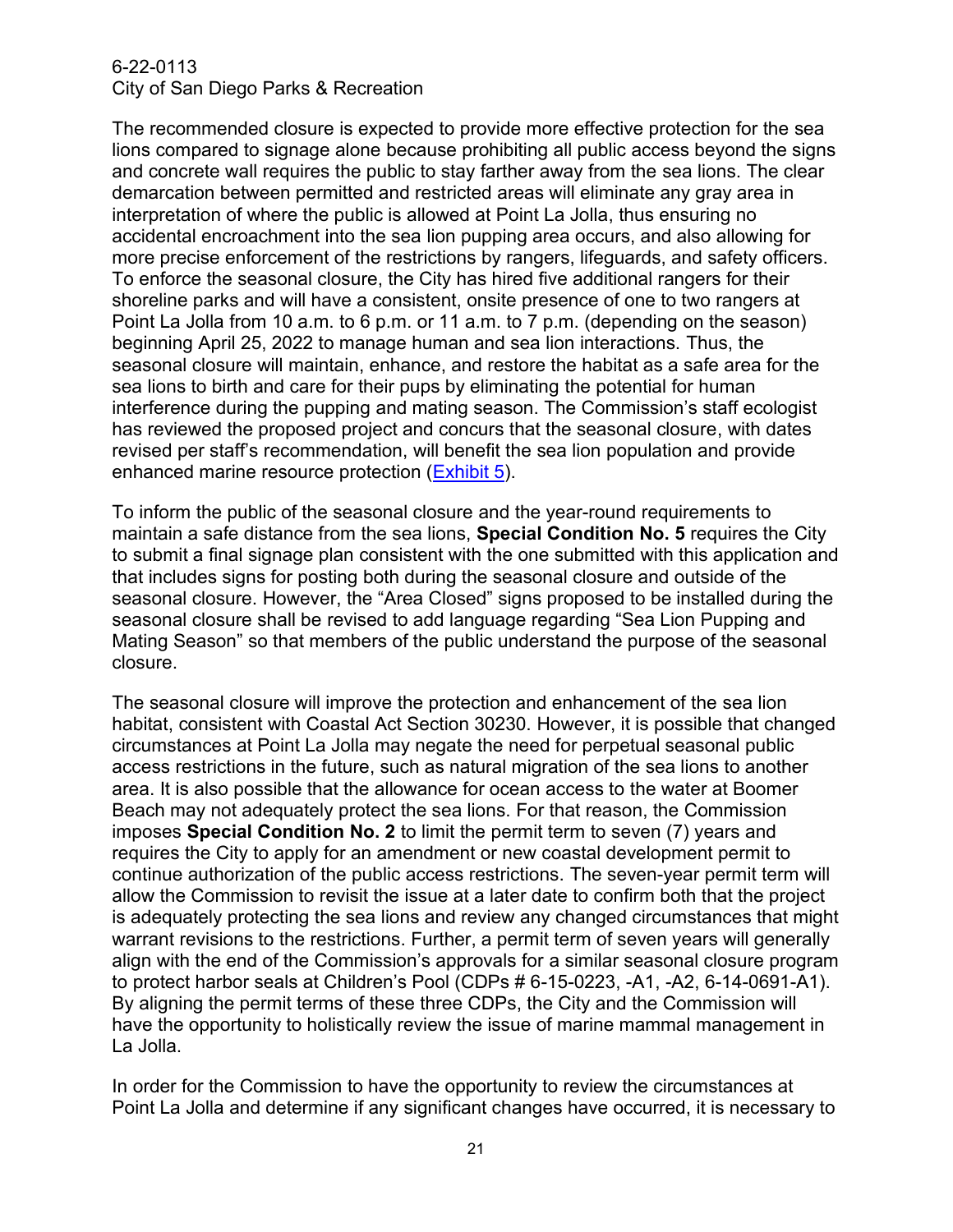The recommended closure is expected to provide more effective protection for the sea lions compared to signage alone because prohibiting all public access beyond the signs and concrete wall requires the public to stay farther away from the sea lions. The clear demarcation between permitted and restricted areas will eliminate any gray area in interpretation of where the public is allowed at Point La Jolla, thus ensuring no accidental encroachment into the sea lion pupping area occurs, and also allowing for more precise enforcement of the restrictions by rangers, lifeguards, and safety officers. To enforce the seasonal closure, the City has hired five additional rangers for their shoreline parks and will have a consistent, onsite presence of one to two rangers at Point La Jolla from 10 a.m. to 6 p.m. or 11 a.m. to 7 p.m. (depending on the season) beginning April 25, 2022 to manage human and sea lion interactions. Thus, the seasonal closure will maintain, enhance, and restore the habitat as a safe area for the sea lions to birth and care for their pups by eliminating the potential for human interference during the pupping and mating season. The Commission's staff ecologist has reviewed the proposed project and concurs that the seasonal closure, with dates revised per staff's recommendation, will benefit the sea lion population and provide enhanced marine resource protection (Exhibit 5).

To inform the public of the seasonal closure and the year-round requirements to maintain a safe distance from the sea lions, **Special Condition No. 5** requires the City to submit a final signage plan consistent with the one submitted with this application and that includes signs for posting both during the seasonal closure and outside of the seasonal closure. However, the "Area Closed" signs proposed to be installed during the seasonal closure shall be revised to add language regarding "Sea Lion Pupping and Mating Season" so that members of the public understand the purpose of the seasonal closure.

The seasonal closure will improve the protection and enhancement of the sea lion habitat, consistent with Coastal Act Section 30230. However, it is possible that changed circumstances at Point La Jolla may negate the need for perpetual seasonal public access restrictions in the future, such as natural migration of the sea lions to another area. It is also possible that the allowance for ocean access to the water at Boomer Beach may not adequately protect the sea lions. For that reason, the Commission imposes **Special Condition No. 2** to limit the permit term to seven (7) years and requires the City to apply for an amendment or new coastal development permit to continue authorization of the public access restrictions. The seven-year permit term will allow the Commission to revisit the issue at a later date to confirm both that the project is adequately protecting the sea lions and review any changed circumstances that might warrant revisions to the restrictions. Further, a permit term of seven years will generally align with the end of the Commission's approvals for a similar seasonal closure program to protect harbor seals at Children's Pool (CDPs # 6-15-0223, -A1, -A2, 6-14-0691-A1). By aligning the permit terms of these three CDPs, the City and the Commission will have the opportunity to holistically review the issue of marine mammal management in La Jolla.

In order for the Commission to have the opportunity to review the circumstances at Point La Jolla and determine if any significant changes have occurred, it is necessary to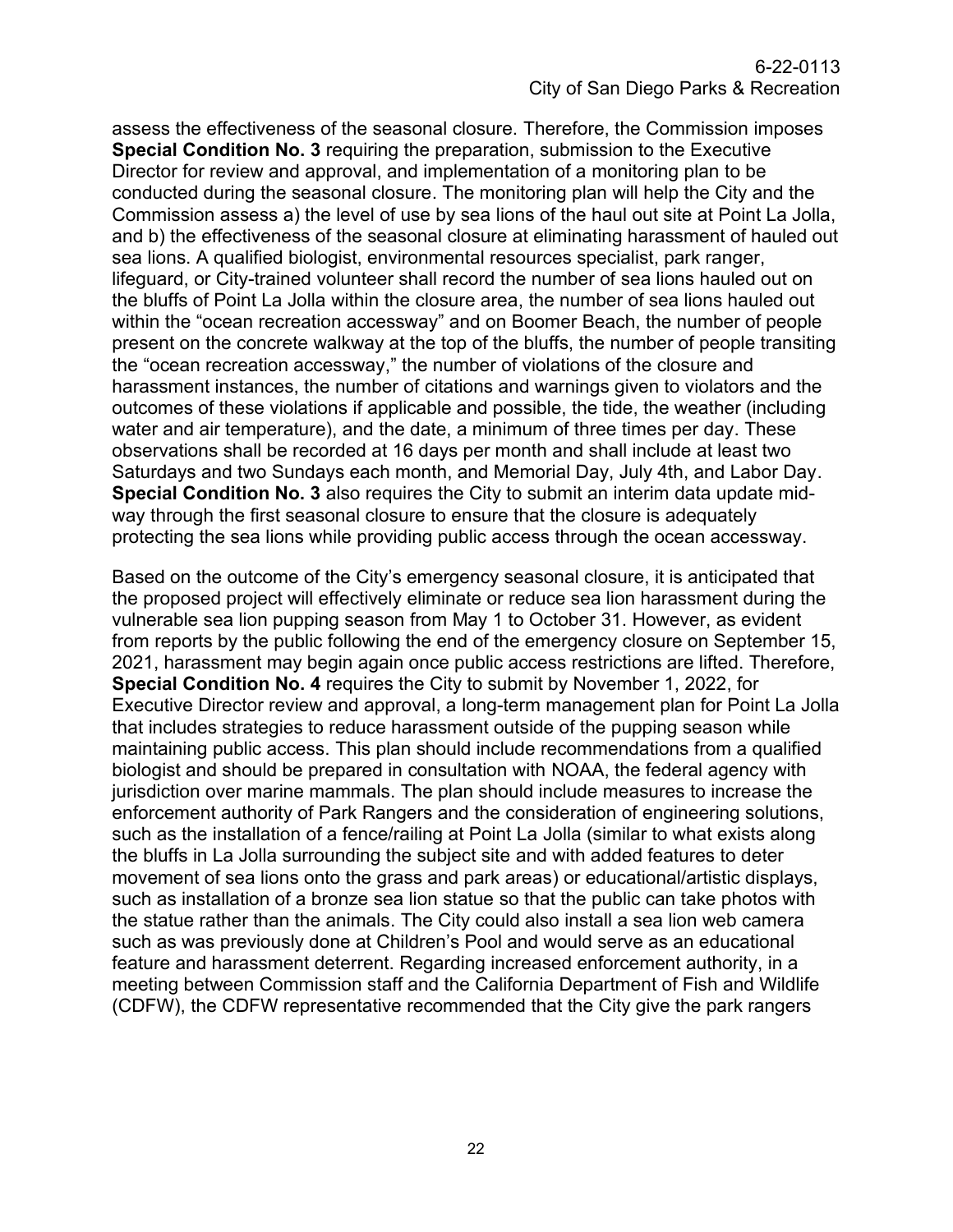assess the effectiveness of the seasonal closure. Therefore, the Commission imposes **Special Condition No. 3** requiring the preparation, submission to the Executive Director for review and approval, and implementation of a monitoring plan to be conducted during the seasonal closure. The monitoring plan will help the City and the Commission assess a) the level of use by sea lions of the haul out site at Point La Jolla, and b) the effectiveness of the seasonal closure at eliminating harassment of hauled out sea lions. A qualified biologist, environmental resources specialist, park ranger, lifeguard, or City-trained volunteer shall record the number of sea lions hauled out on the bluffs of Point La Jolla within the closure area, the number of sea lions hauled out within the "ocean recreation accessway" and on Boomer Beach, the number of people present on the concrete walkway at the top of the bluffs, the number of people transiting the "ocean recreation accessway," the number of violations of the closure and harassment instances, the number of citations and warnings given to violators and the outcomes of these violations if applicable and possible, the tide, the weather (including water and air temperature), and the date, a minimum of three times per day. These observations shall be recorded at 16 days per month and shall include at least two Saturdays and two Sundays each month, and Memorial Day, July 4th, and Labor Day. **Special Condition No. 3** also requires the City to submit an interim data update mid-way through the first seasonal closure to ensure that the closure is adequately protecting the sea lions while providing public access through the ocean accessway.

Based on the outcome of the City's emergency seasonal closure, it is anticipated that the proposed project will effectively eliminate or reduce sea lion harassment during the vulnerable sea lion pupping season from May 1 to October 31. However, as evident from reports by the public following the end of the emergency closure on September 15, 2021, harassment may begin again once public access restrictions are lifted. Therefore, **Special Condition No. 4** requires the City to submit by November 1, 2022, for Executive Director review and approval, a long-term management plan for Point La Jolla that includes strategies to reduce harassment outside of the pupping season while maintaining public access. This plan should include recommendations from a qualified biologist and should be prepared in consultation with NOAA, the federal agency with jurisdiction over marine mammals. The plan should include measures to increase the enforcement authority of Park Rangers and the consideration of engineering solutions, such as the installation of a fence/railing at Point La Jolla (similar to what exists along the bluffs in La Jolla surrounding the subject site and with added features to deter movement of sea lions onto the grass and park areas) or educational/artistic displays, such as installation of a bronze sea lion statue so that the public can take photos with the statue rather than the animals. The City could also install a sea lion web camera such as was previously done at Children's Pool and would serve as an educational feature and harassment deterrent. Regarding increased enforcement authority, in a meeting between Commission staff and the California Department of Fish and Wildlife (CDFW), the CDFW representative recommended that the City give the park rangers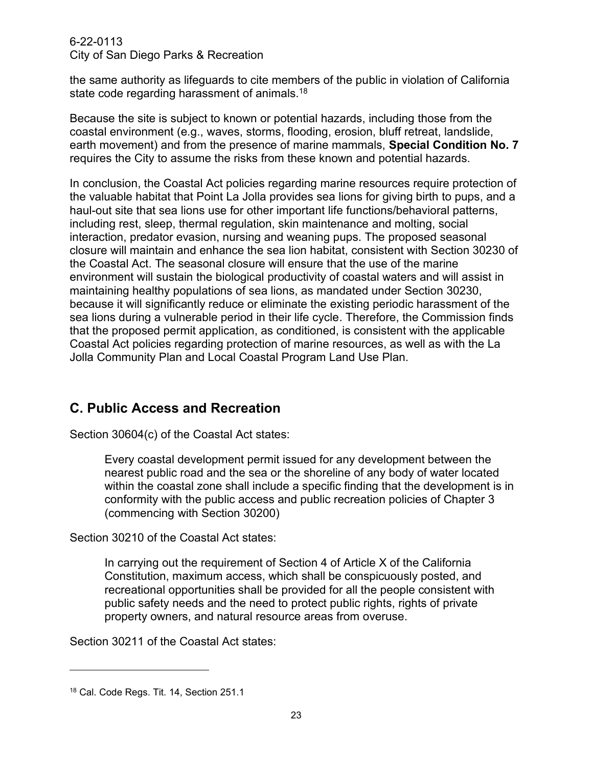the same authority as lifeguards to cite members of the public in violation of California state code regarding harassment of animals.[18]

Because the site is subject to known or potential hazards, including those from the coastal environment (e.g., waves, storms, flooding, erosion, bluff retreat, landslide, earth movement) and from the presence of marine mammals, **Special Condition No. 7** requires the City to assume the risks from these known and potential hazards.

In conclusion, the Coastal Act policies regarding marine resources require protection of the valuable habitat that Point La Jolla provides sea lions for giving birth to pups, and a haul-out site that sea lions use for other important life functions/behavioral patterns, including rest, sleep, thermal regulation, skin maintenance and molting, social interaction, predator evasion, nursing and weaning pups. The proposed seasonal closure will maintain and enhance the sea lion habitat, consistent with Section 30230 of the Coastal Act. The seasonal closure will ensure that the use of the marine environment will sustain the biological productivity of coastal waters and will assist in maintaining healthy populations of sea lions, as mandated under Section 30230, because it will significantly reduce or eliminate the existing periodic harassment of the sea lions during a vulnerable period in their life cycle. Therefore, the Commission finds that the proposed permit application, as conditioned, is consistent with the applicable Coastal Act policies regarding protection of marine resources, as well as with the La Jolla Community Plan and Local Coastal Program Land Use Plan.

## C. Public Access and Recreation

Section 30604(c) of the Coastal Act states:

> Every coastal development permit issued for any development between the nearest public road and the sea or the shoreline of any body of water located within the coastal zone shall include a specific finding that the development is in conformity with the public access and public recreation policies of Chapter 3 (commencing with Section 30200)

Section 30210 of the Coastal Act states:

> In carrying out the requirement of Section 4 of Article X of the California Constitution, maximum access, which shall be conspicuously posted, and recreational opportunities shall be provided for all the people consistent with public safety needs and the need to protect public rights, rights of private property owners, and natural resource areas from overuse.

Section 30211 of the Coastal Act states:

---

[18] Cal. Code Regs. Tit. 14, Section 251.1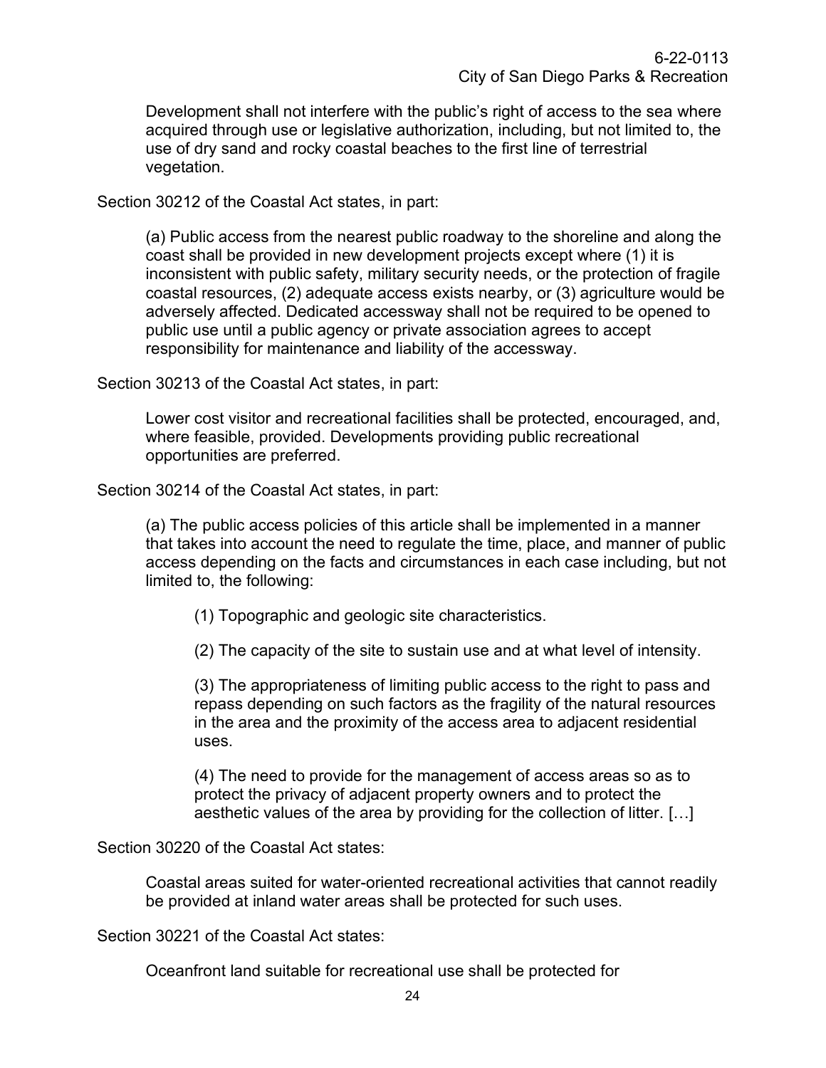> Development shall not interfere with the public's right of access to the sea where acquired through use or legislative authorization, including, but not limited to, the use of dry sand and rocky coastal beaches to the first line of terrestrial vegetation.

Section 30212 of the Coastal Act states, in part:

> (a) Public access from the nearest public roadway to the shoreline and along the coast shall be provided in new development projects except where (1) it is inconsistent with public safety, military security needs, or the protection of fragile coastal resources, (2) adequate access exists nearby, or (3) agriculture would be adversely affected. Dedicated accessway shall not be required to be opened to public use until a public agency or private association agrees to accept responsibility for maintenance and liability of the accessway.

Section 30213 of the Coastal Act states, in part:

> Lower cost visitor and recreational facilities shall be protected, encouraged, and, where feasible, provided. Developments providing public recreational opportunities are preferred.

Section 30214 of the Coastal Act states, in part:

> (a) The public access policies of this article shall be implemented in a manner that takes into account the need to regulate the time, place, and manner of public access depending on the facts and circumstances in each case including, but not limited to, the following:
>
> > (1) Topographic and geologic site characteristics.
> >
> > (2) The capacity of the site to sustain use and at what level of intensity.
> >
> > (3) The appropriateness of limiting public access to the right to pass and repass depending on such factors as the fragility of the natural resources in the area and the proximity of the access area to adjacent residential uses.
> >
> > (4) The need to provide for the management of access areas so as to protect the privacy of adjacent property owners and to protect the aesthetic values of the area by providing for the collection of litter. […]

Section 30220 of the Coastal Act states:

> Coastal areas suited for water-oriented recreational activities that cannot readily be provided at inland water areas shall be protected for such uses.

Section 30221 of the Coastal Act states:

> Oceanfront land suitable for recreational use shall be protected for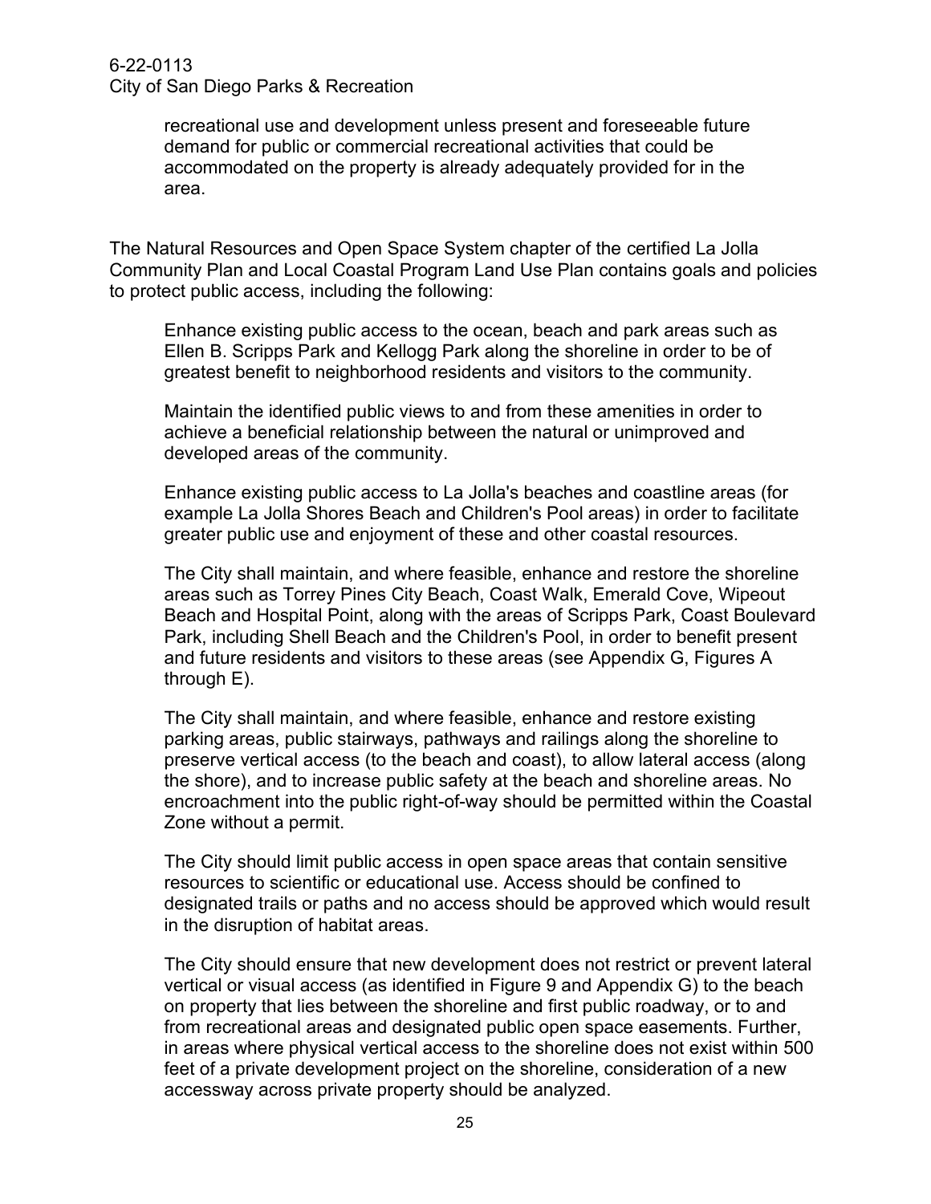> recreational use and development unless present and foreseeable future demand for public or commercial recreational activities that could be accommodated on the property is already adequately provided for in the area.

The Natural Resources and Open Space System chapter of the certified La Jolla Community Plan and Local Coastal Program Land Use Plan contains goals and policies to protect public access, including the following:

> Enhance existing public access to the ocean, beach and park areas such as Ellen B. Scripps Park and Kellogg Park along the shoreline in order to be of greatest benefit to neighborhood residents and visitors to the community.
>
> Maintain the identified public views to and from these amenities in order to achieve a beneficial relationship between the natural or unimproved and developed areas of the community.
>
> Enhance existing public access to La Jolla's beaches and coastline areas (for example La Jolla Shores Beach and Children's Pool areas) in order to facilitate greater public use and enjoyment of these and other coastal resources.
>
> The City shall maintain, and where feasible, enhance and restore the shoreline areas such as Torrey Pines City Beach, Coast Walk, Emerald Cove, Wipeout Beach and Hospital Point, along with the areas of Scripps Park, Coast Boulevard Park, including Shell Beach and the Children's Pool, in order to benefit present and future residents and visitors to these areas (see Appendix G, Figures A through E).
>
> The City shall maintain, and where feasible, enhance and restore existing parking areas, public stairways, pathways and railings along the shoreline to preserve vertical access (to the beach and coast), to allow lateral access (along the shore), and to increase public safety at the beach and shoreline areas. No encroachment into the public right-of-way should be permitted within the Coastal Zone without a permit.
>
> The City should limit public access in open space areas that contain sensitive resources to scientific or educational use. Access should be confined to designated trails or paths and no access should be approved which would result in the disruption of habitat areas.
>
> The City should ensure that new development does not restrict or prevent lateral vertical or visual access (as identified in Figure 9 and Appendix G) to the beach on property that lies between the shoreline and first public roadway, or to and from recreational areas and designated public open space easements. Further, in areas where physical vertical access to the shoreline does not exist within 500 feet of a private development project on the shoreline, consideration of a new accessway across private property should be analyzed.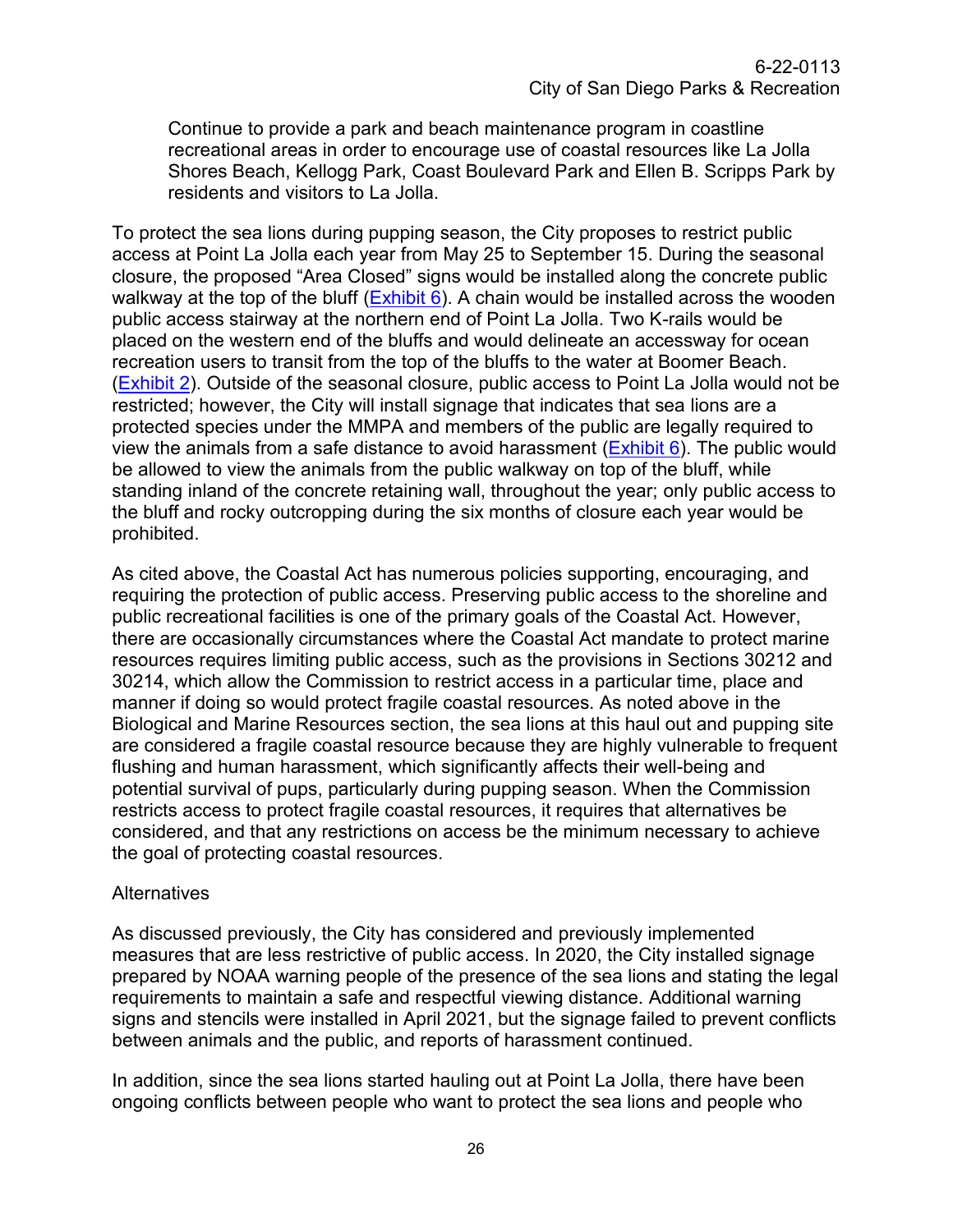Continue to provide a park and beach maintenance program in coastline recreational areas in order to encourage use of coastal resources like La Jolla Shores Beach, Kellogg Park, Coast Boulevard Park and Ellen B. Scripps Park by residents and visitors to La Jolla.

To protect the sea lions during pupping season, the City proposes to restrict public access at Point La Jolla each year from May 25 to September 15. During the seasonal closure, the proposed "Area Closed" signs would be installed along the concrete public walkway at the top of the bluff (Exhibit 6). A chain would be installed across the wooden public access stairway at the northern end of Point La Jolla. Two K-rails would be placed on the western end of the bluffs and would delineate an accessway for ocean recreation users to transit from the top of the bluffs to the water at Boomer Beach. (Exhibit 2). Outside of the seasonal closure, public access to Point La Jolla would not be restricted; however, the City will install signage that indicates that sea lions are a protected species under the MMPA and members of the public are legally required to view the animals from a safe distance to avoid harassment (Exhibit 6). The public would be allowed to view the animals from the public walkway on top of the bluff, while standing inland of the concrete retaining wall, throughout the year; only public access to the bluff and rocky outcropping during the six months of closure each year would be prohibited.

As cited above, the Coastal Act has numerous policies supporting, encouraging, and requiring the protection of public access. Preserving public access to the shoreline and public recreational facilities is one of the primary goals of the Coastal Act. However, there are occasionally circumstances where the Coastal Act mandate to protect marine resources requires limiting public access, such as the provisions in Sections 30212 and 30214, which allow the Commission to restrict access in a particular time, place and manner if doing so would protect fragile coastal resources. As noted above in the Biological and Marine Resources section, the sea lions at this haul out and pupping site are considered a fragile coastal resource because they are highly vulnerable to frequent flushing and human harassment, which significantly affects their well-being and potential survival of pups, particularly during pupping season. When the Commission restricts access to protect fragile coastal resources, it requires that alternatives be considered, and that any restrictions on access be the minimum necessary to achieve the goal of protecting coastal resources.

Alternatives

As discussed previously, the City has considered and previously implemented measures that are less restrictive of public access. In 2020, the City installed signage prepared by NOAA warning people of the presence of the sea lions and stating the legal requirements to maintain a safe and respectful viewing distance. Additional warning signs and stencils were installed in April 2021, but the signage failed to prevent conflicts between animals and the public, and reports of harassment continued.

In addition, since the sea lions started hauling out at Point La Jolla, there have been ongoing conflicts between people who want to protect the sea lions and people who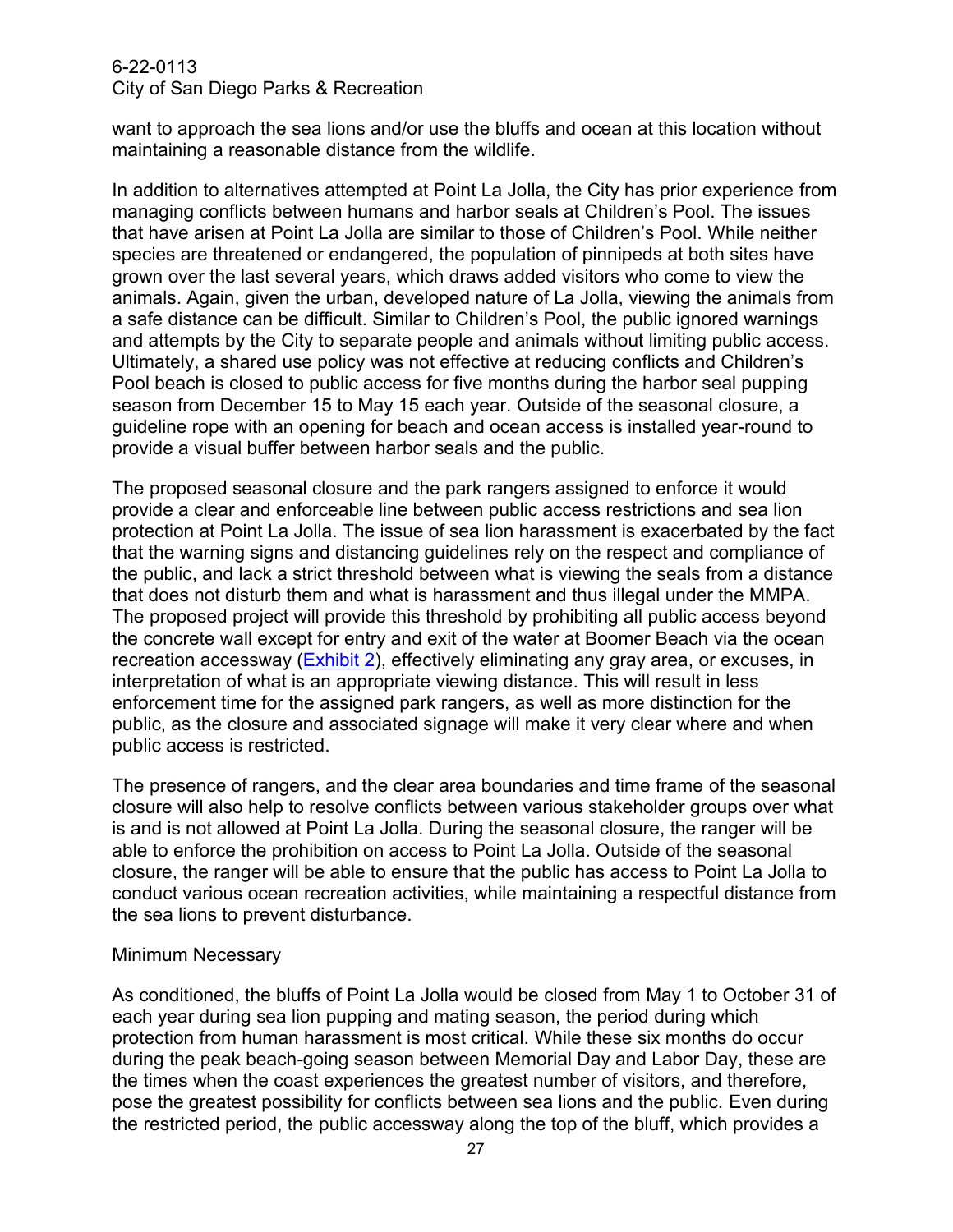want to approach the sea lions and/or use the bluffs and ocean at this location without maintaining a reasonable distance from the wildlife.

In addition to alternatives attempted at Point La Jolla, the City has prior experience from managing conflicts between humans and harbor seals at Children's Pool. The issues that have arisen at Point La Jolla are similar to those of Children's Pool. While neither species are threatened or endangered, the population of pinnipeds at both sites have grown over the last several years, which draws added visitors who come to view the animals. Again, given the urban, developed nature of La Jolla, viewing the animals from a safe distance can be difficult. Similar to Children's Pool, the public ignored warnings and attempts by the City to separate people and animals without limiting public access. Ultimately, a shared use policy was not effective at reducing conflicts and Children's Pool beach is closed to public access for five months during the harbor seal pupping season from December 15 to May 15 each year. Outside of the seasonal closure, a guideline rope with an opening for beach and ocean access is installed year-round to provide a visual buffer between harbor seals and the public.

The proposed seasonal closure and the park rangers assigned to enforce it would provide a clear and enforceable line between public access restrictions and sea lion protection at Point La Jolla. The issue of sea lion harassment is exacerbated by the fact that the warning signs and distancing guidelines rely on the respect and compliance of the public, and lack a strict threshold between what is viewing the seals from a distance that does not disturb them and what is harassment and thus illegal under the MMPA. The proposed project will provide this threshold by prohibiting all public access beyond the concrete wall except for entry and exit of the water at Boomer Beach via the ocean recreation accessway (Exhibit 2), effectively eliminating any gray area, or excuses, in interpretation of what is an appropriate viewing distance. This will result in less enforcement time for the assigned park rangers, as well as more distinction for the public, as the closure and associated signage will make it very clear where and when public access is restricted.

The presence of rangers, and the clear area boundaries and time frame of the seasonal closure will also help to resolve conflicts between various stakeholder groups over what is and is not allowed at Point La Jolla. During the seasonal closure, the ranger will be able to enforce the prohibition on access to Point La Jolla. Outside of the seasonal closure, the ranger will be able to ensure that the public has access to Point La Jolla to conduct various ocean recreation activities, while maintaining a respectful distance from the sea lions to prevent disturbance.

Minimum Necessary

As conditioned, the bluffs of Point La Jolla would be closed from May 1 to October 31 of each year during sea lion pupping and mating season, the period during which protection from human harassment is most critical. While these six months do occur during the peak beach-going season between Memorial Day and Labor Day, these are the times when the coast experiences the greatest number of visitors, and therefore, pose the greatest possibility for conflicts between sea lions and the public. Even during the restricted period, the public accessway along the top of the bluff, which provides a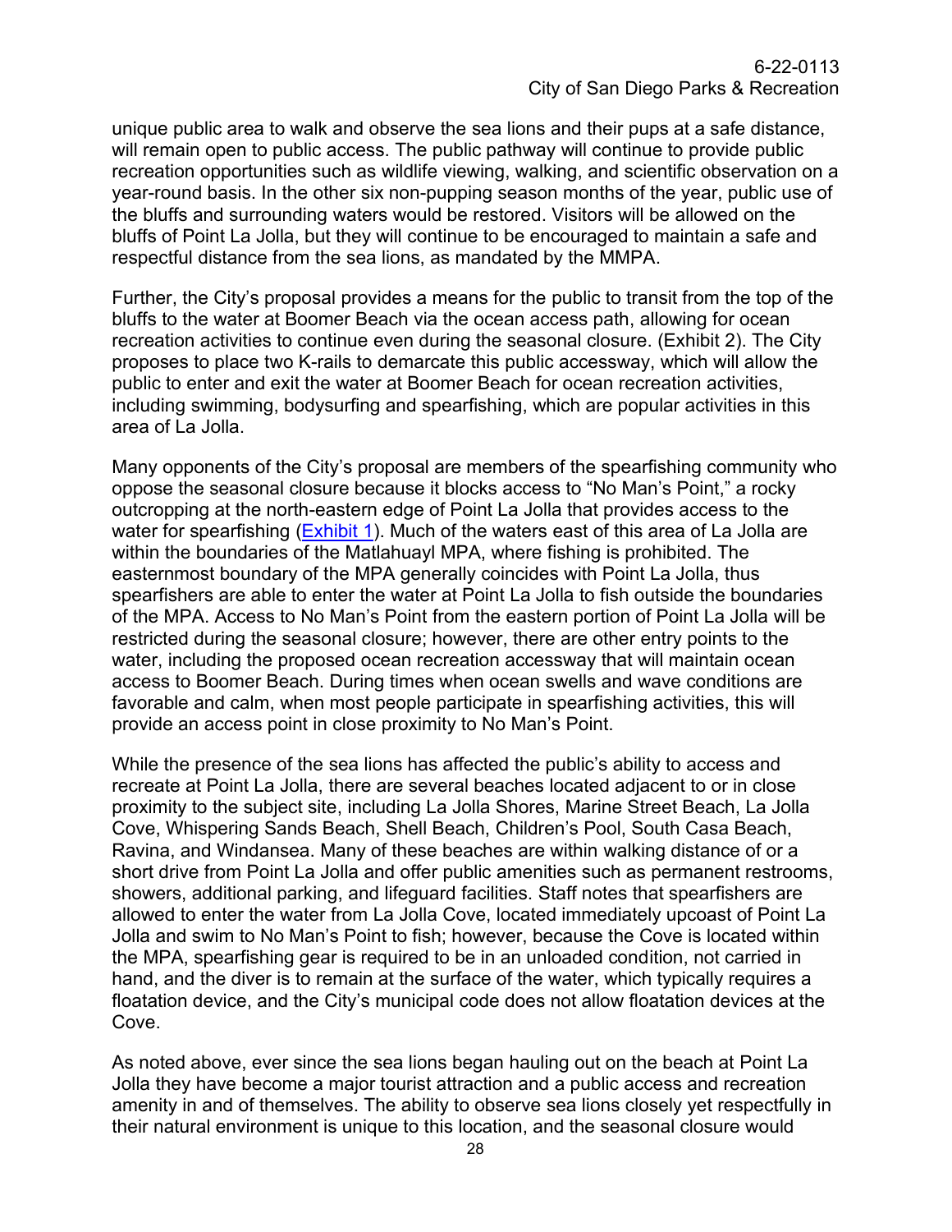unique public area to walk and observe the sea lions and their pups at a safe distance, will remain open to public access. The public pathway will continue to provide public recreation opportunities such as wildlife viewing, walking, and scientific observation on a year-round basis. In the other six non-pupping season months of the year, public use of the bluffs and surrounding waters would be restored. Visitors will be allowed on the bluffs of Point La Jolla, but they will continue to be encouraged to maintain a safe and respectful distance from the sea lions, as mandated by the MMPA.

Further, the City's proposal provides a means for the public to transit from the top of the bluffs to the water at Boomer Beach via the ocean access path, allowing for ocean recreation activities to continue even during the seasonal closure. (Exhibit 2). The City proposes to place two K-rails to demarcate this public accessway, which will allow the public to enter and exit the water at Boomer Beach for ocean recreation activities, including swimming, bodysurfing and spearfishing, which are popular activities in this area of La Jolla.

Many opponents of the City's proposal are members of the spearfishing community who oppose the seasonal closure because it blocks access to "No Man's Point," a rocky outcropping at the north-eastern edge of Point La Jolla that provides access to the water for spearfishing (Exhibit 1). Much of the waters east of this area of La Jolla are within the boundaries of the Matlahuayl MPA, where fishing is prohibited. The easternmost boundary of the MPA generally coincides with Point La Jolla, thus spearfishers are able to enter the water at Point La Jolla to fish outside the boundaries of the MPA. Access to No Man's Point from the eastern portion of Point La Jolla will be restricted during the seasonal closure; however, there are other entry points to the water, including the proposed ocean recreation accessway that will maintain ocean access to Boomer Beach. During times when ocean swells and wave conditions are favorable and calm, when most people participate in spearfishing activities, this will provide an access point in close proximity to No Man's Point.

While the presence of the sea lions has affected the public's ability to access and recreate at Point La Jolla, there are several beaches located adjacent to or in close proximity to the subject site, including La Jolla Shores, Marine Street Beach, La Jolla Cove, Whispering Sands Beach, Shell Beach, Children's Pool, South Casa Beach, Ravina, and Windansea. Many of these beaches are within walking distance of or a short drive from Point La Jolla and offer public amenities such as permanent restrooms, showers, additional parking, and lifeguard facilities. Staff notes that spearfishers are allowed to enter the water from La Jolla Cove, located immediately upcoast of Point La Jolla and swim to No Man's Point to fish; however, because the Cove is located within the MPA, spearfishing gear is required to be in an unloaded condition, not carried in hand, and the diver is to remain at the surface of the water, which typically requires a floatation device, and the City's municipal code does not allow floatation devices at the Cove.

As noted above, ever since the sea lions began hauling out on the beach at Point La Jolla they have become a major tourist attraction and a public access and recreation amenity in and of themselves. The ability to observe sea lions closely yet respectfully in their natural environment is unique to this location, and the seasonal closure would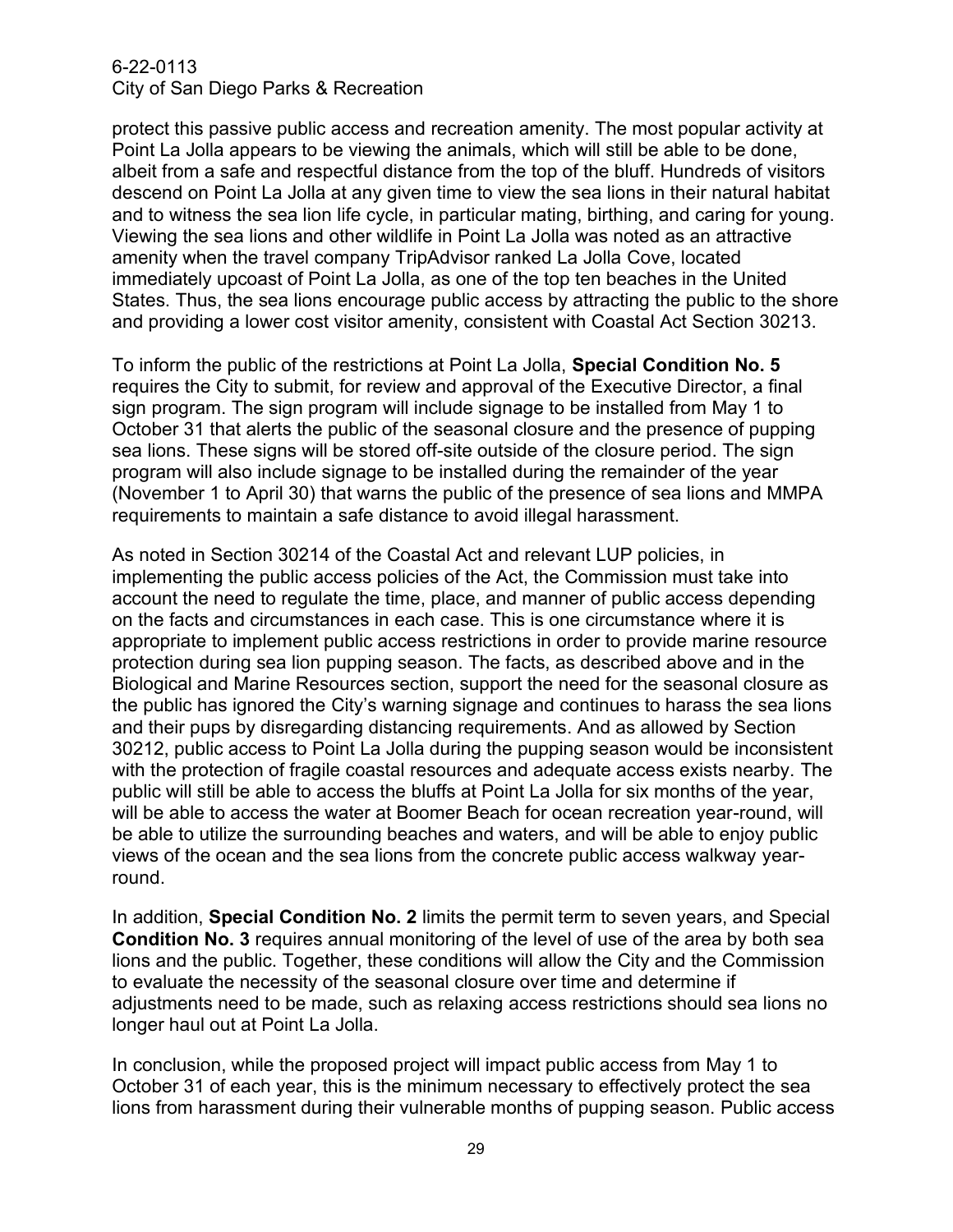protect this passive public access and recreation amenity. The most popular activity at Point La Jolla appears to be viewing the animals, which will still be able to be done, albeit from a safe and respectful distance from the top of the bluff. Hundreds of visitors descend on Point La Jolla at any given time to view the sea lions in their natural habitat and to witness the sea lion life cycle, in particular mating, birthing, and caring for young. Viewing the sea lions and other wildlife in Point La Jolla was noted as an attractive amenity when the travel company TripAdvisor ranked La Jolla Cove, located immediately upcoast of Point La Jolla, as one of the top ten beaches in the United States. Thus, the sea lions encourage public access by attracting the public to the shore and providing a lower cost visitor amenity, consistent with Coastal Act Section 30213.

To inform the public of the restrictions at Point La Jolla, **Special Condition No. 5** requires the City to submit, for review and approval of the Executive Director, a final sign program. The sign program will include signage to be installed from May 1 to October 31 that alerts the public of the seasonal closure and the presence of pupping sea lions. These signs will be stored off-site outside of the closure period. The sign program will also include signage to be installed during the remainder of the year (November 1 to April 30) that warns the public of the presence of sea lions and MMPA requirements to maintain a safe distance to avoid illegal harassment.

As noted in Section 30214 of the Coastal Act and relevant LUP policies, in implementing the public access policies of the Act, the Commission must take into account the need to regulate the time, place, and manner of public access depending on the facts and circumstances in each case. This is one circumstance where it is appropriate to implement public access restrictions in order to provide marine resource protection during sea lion pupping season. The facts, as described above and in the Biological and Marine Resources section, support the need for the seasonal closure as the public has ignored the City's warning signage and continues to harass the sea lions and their pups by disregarding distancing requirements. And as allowed by Section 30212, public access to Point La Jolla during the pupping season would be inconsistent with the protection of fragile coastal resources and adequate access exists nearby. The public will still be able to access the bluffs at Point La Jolla for six months of the year, will be able to access the water at Boomer Beach for ocean recreation year-round, will be able to utilize the surrounding beaches and waters, and will be able to enjoy public views of the ocean and the sea lions from the concrete public access walkway year-round.

In addition, **Special Condition No. 2** limits the permit term to seven years, and Special **Condition No. 3** requires annual monitoring of the level of use of the area by both sea lions and the public. Together, these conditions will allow the City and the Commission to evaluate the necessity of the seasonal closure over time and determine if adjustments need to be made, such as relaxing access restrictions should sea lions no longer haul out at Point La Jolla.

In conclusion, while the proposed project will impact public access from May 1 to October 31 of each year, this is the minimum necessary to effectively protect the sea lions from harassment during their vulnerable months of pupping season. Public access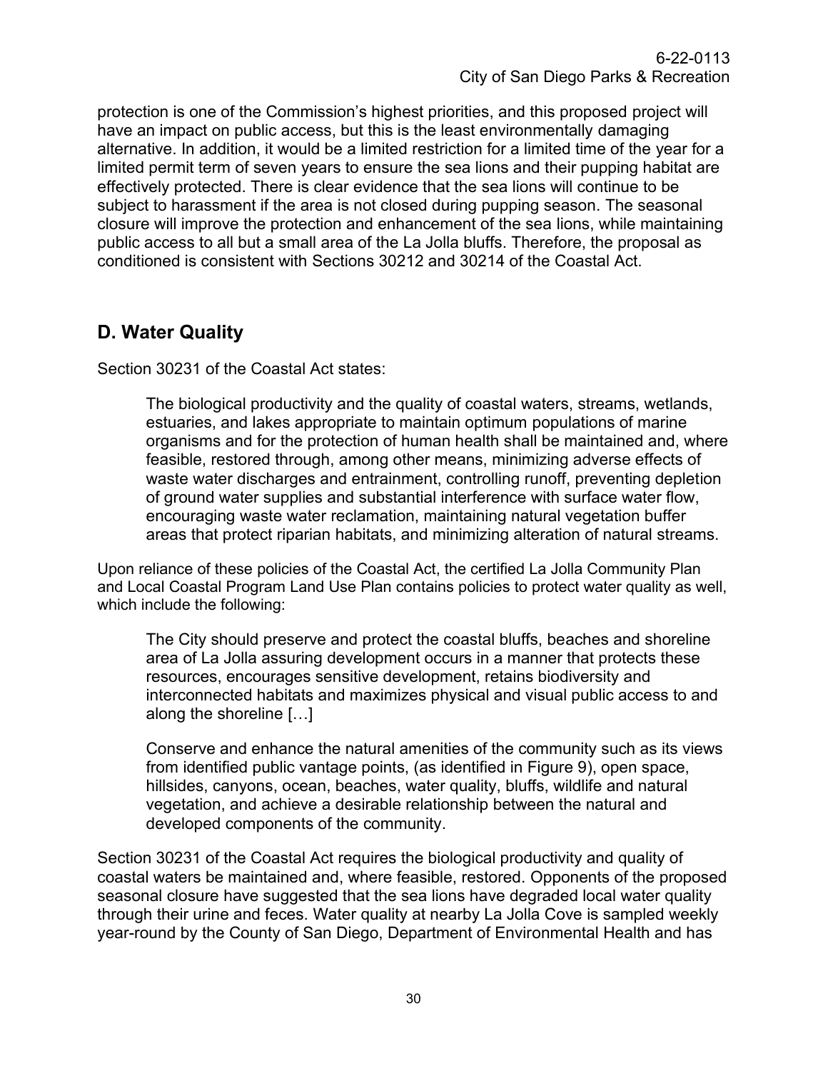protection is one of the Commission's highest priorities, and this proposed project will have an impact on public access, but this is the least environmentally damaging alternative. In addition, it would be a limited restriction for a limited time of the year for a limited permit term of seven years to ensure the sea lions and their pupping habitat are effectively protected. There is clear evidence that the sea lions will continue to be subject to harassment if the area is not closed during pupping season. The seasonal closure will improve the protection and enhancement of the sea lions, while maintaining public access to all but a small area of the La Jolla bluffs. Therefore, the proposal as conditioned is consistent with Sections 30212 and 30214 of the Coastal Act.

## D. Water Quality

Section 30231 of the Coastal Act states:

> The biological productivity and the quality of coastal waters, streams, wetlands, estuaries, and lakes appropriate to maintain optimum populations of marine organisms and for the protection of human health shall be maintained and, where feasible, restored through, among other means, minimizing adverse effects of waste water discharges and entrainment, controlling runoff, preventing depletion of ground water supplies and substantial interference with surface water flow, encouraging waste water reclamation, maintaining natural vegetation buffer areas that protect riparian habitats, and minimizing alteration of natural streams.

Upon reliance of these policies of the Coastal Act, the certified La Jolla Community Plan and Local Coastal Program Land Use Plan contains policies to protect water quality as well, which include the following:

> The City should preserve and protect the coastal bluffs, beaches and shoreline area of La Jolla assuring development occurs in a manner that protects these resources, encourages sensitive development, retains biodiversity and interconnected habitats and maximizes physical and visual public access to and along the shoreline […]
>
> Conserve and enhance the natural amenities of the community such as its views from identified public vantage points, (as identified in Figure 9), open space, hillsides, canyons, ocean, beaches, water quality, bluffs, wildlife and natural vegetation, and achieve a desirable relationship between the natural and developed components of the community.

Section 30231 of the Coastal Act requires the biological productivity and quality of coastal waters be maintained and, where feasible, restored. Opponents of the proposed seasonal closure have suggested that the sea lions have degraded local water quality through their urine and feces. Water quality at nearby La Jolla Cove is sampled weekly year-round by the County of San Diego, Department of Environmental Health and has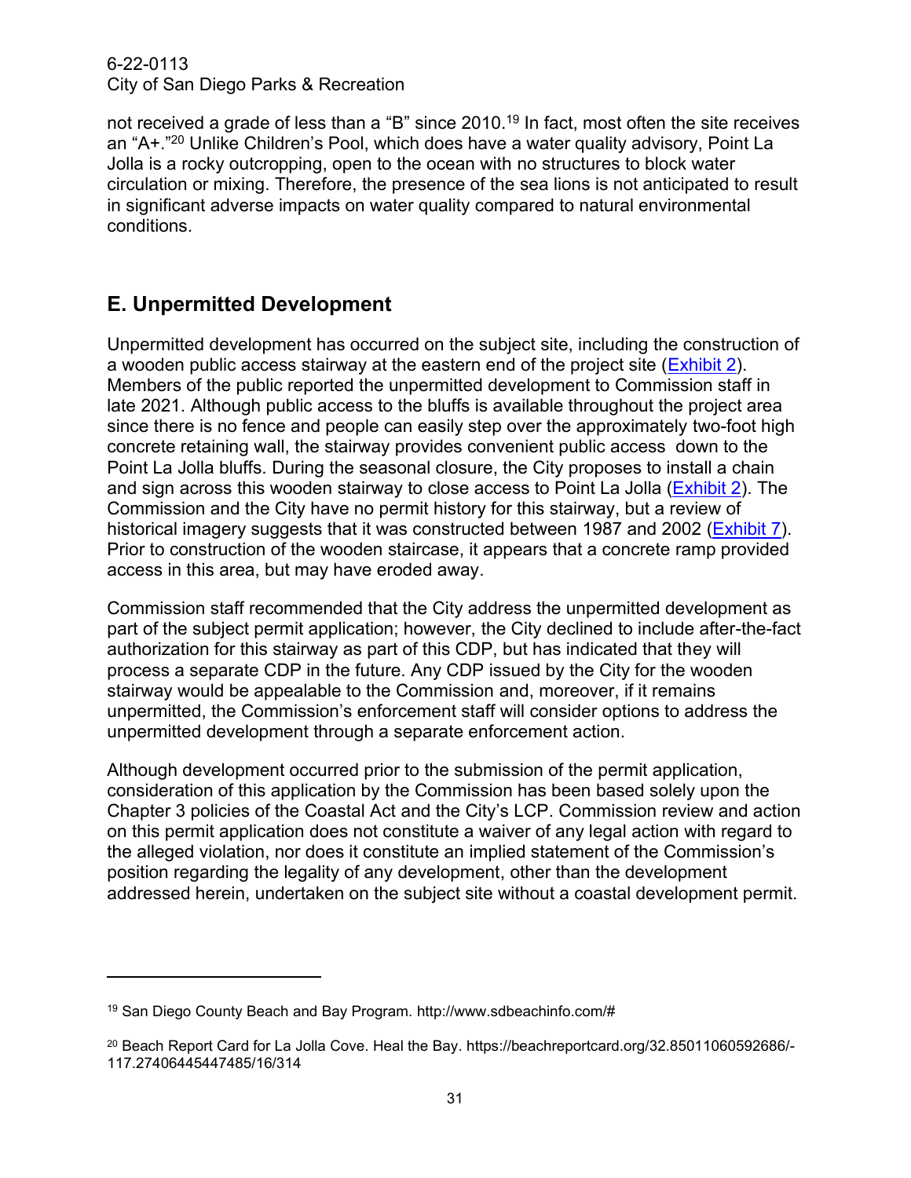not received a grade of less than a "B" since 2010.[19] In fact, most often the site receives an "A+."[20] Unlike Children's Pool, which does have a water quality advisory, Point La Jolla is a rocky outcropping, open to the ocean with no structures to block water circulation or mixing. Therefore, the presence of the sea lions is not anticipated to result in significant adverse impacts on water quality compared to natural environmental conditions.

## E. Unpermitted Development

Unpermitted development has occurred on the subject site, including the construction of a wooden public access stairway at the eastern end of the project site (Exhibit 2). Members of the public reported the unpermitted development to Commission staff in late 2021. Although public access to the bluffs is available throughout the project area since there is no fence and people can easily step over the approximately two-foot high concrete retaining wall, the stairway provides convenient public access down to the Point La Jolla bluffs. During the seasonal closure, the City proposes to install a chain and sign across this wooden stairway to close access to Point La Jolla (Exhibit 2). The Commission and the City have no permit history for this stairway, but a review of historical imagery suggests that it was constructed between 1987 and 2002 (Exhibit 7). Prior to construction of the wooden staircase, it appears that a concrete ramp provided access in this area, but may have eroded away.

Commission staff recommended that the City address the unpermitted development as part of the subject permit application; however, the City declined to include after-the-fact authorization for this stairway as part of this CDP, but has indicated that they will process a separate CDP in the future. Any CDP issued by the City for the wooden stairway would be appealable to the Commission and, moreover, if it remains unpermitted, the Commission's enforcement staff will consider options to address the unpermitted development through a separate enforcement action.

Although development occurred prior to the submission of the permit application, consideration of this application by the Commission has been based solely upon the Chapter 3 policies of the Coastal Act and the City's LCP. Commission review and action on this permit application does not constitute a waiver of any legal action with regard to the alleged violation, nor does it constitute an implied statement of the Commission's position regarding the legality of any development, other than the development addressed herein, undertaken on the subject site without a coastal development permit.

---

[19] San Diego County Beach and Bay Program. http://www.sdbeachinfo.com/#

[20] Beach Report Card for La Jolla Cove. Heal the Bay. https://beachreportcard.org/32.85011060592686/-117.27406445447485/16/314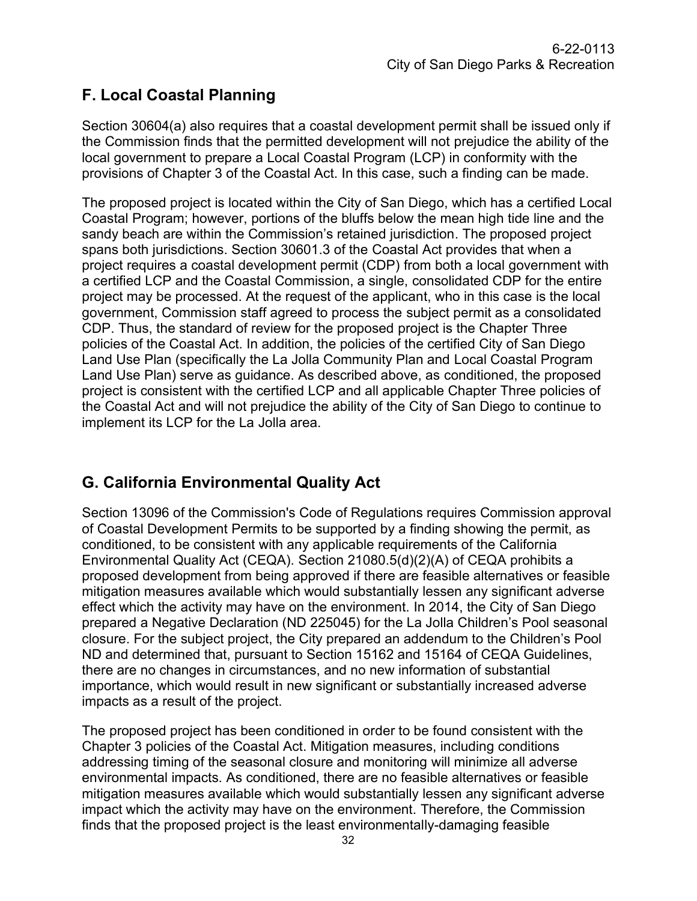## F. Local Coastal Planning

Section 30604(a) also requires that a coastal development permit shall be issued only if the Commission finds that the permitted development will not prejudice the ability of the local government to prepare a Local Coastal Program (LCP) in conformity with the provisions of Chapter 3 of the Coastal Act. In this case, such a finding can be made.

The proposed project is located within the City of San Diego, which has a certified Local Coastal Program; however, portions of the bluffs below the mean high tide line and the sandy beach are within the Commission's retained jurisdiction. The proposed project spans both jurisdictions. Section 30601.3 of the Coastal Act provides that when a project requires a coastal development permit (CDP) from both a local government with a certified LCP and the Coastal Commission, a single, consolidated CDP for the entire project may be processed. At the request of the applicant, who in this case is the local government, Commission staff agreed to process the subject permit as a consolidated CDP. Thus, the standard of review for the proposed project is the Chapter Three policies of the Coastal Act. In addition, the policies of the certified City of San Diego Land Use Plan (specifically the La Jolla Community Plan and Local Coastal Program Land Use Plan) serve as guidance. As described above, as conditioned, the proposed project is consistent with the certified LCP and all applicable Chapter Three policies of the Coastal Act and will not prejudice the ability of the City of San Diego to continue to implement its LCP for the La Jolla area.

## G. California Environmental Quality Act

Section 13096 of the Commission's Code of Regulations requires Commission approval of Coastal Development Permits to be supported by a finding showing the permit, as conditioned, to be consistent with any applicable requirements of the California Environmental Quality Act (CEQA). Section 21080.5(d)(2)(A) of CEQA prohibits a proposed development from being approved if there are feasible alternatives or feasible mitigation measures available which would substantially lessen any significant adverse effect which the activity may have on the environment. In 2014, the City of San Diego prepared a Negative Declaration (ND 225045) for the La Jolla Children's Pool seasonal closure. For the subject project, the City prepared an addendum to the Children's Pool ND and determined that, pursuant to Section 15162 and 15164 of CEQA Guidelines, there are no changes in circumstances, and no new information of substantial importance, which would result in new significant or substantially increased adverse impacts as a result of the project.

The proposed project has been conditioned in order to be found consistent with the Chapter 3 policies of the Coastal Act. Mitigation measures, including conditions addressing timing of the seasonal closure and monitoring will minimize all adverse environmental impacts. As conditioned, there are no feasible alternatives or feasible mitigation measures available which would substantially lessen any significant adverse impact which the activity may have on the environment. Therefore, the Commission finds that the proposed project is the least environmentally-damaging feasible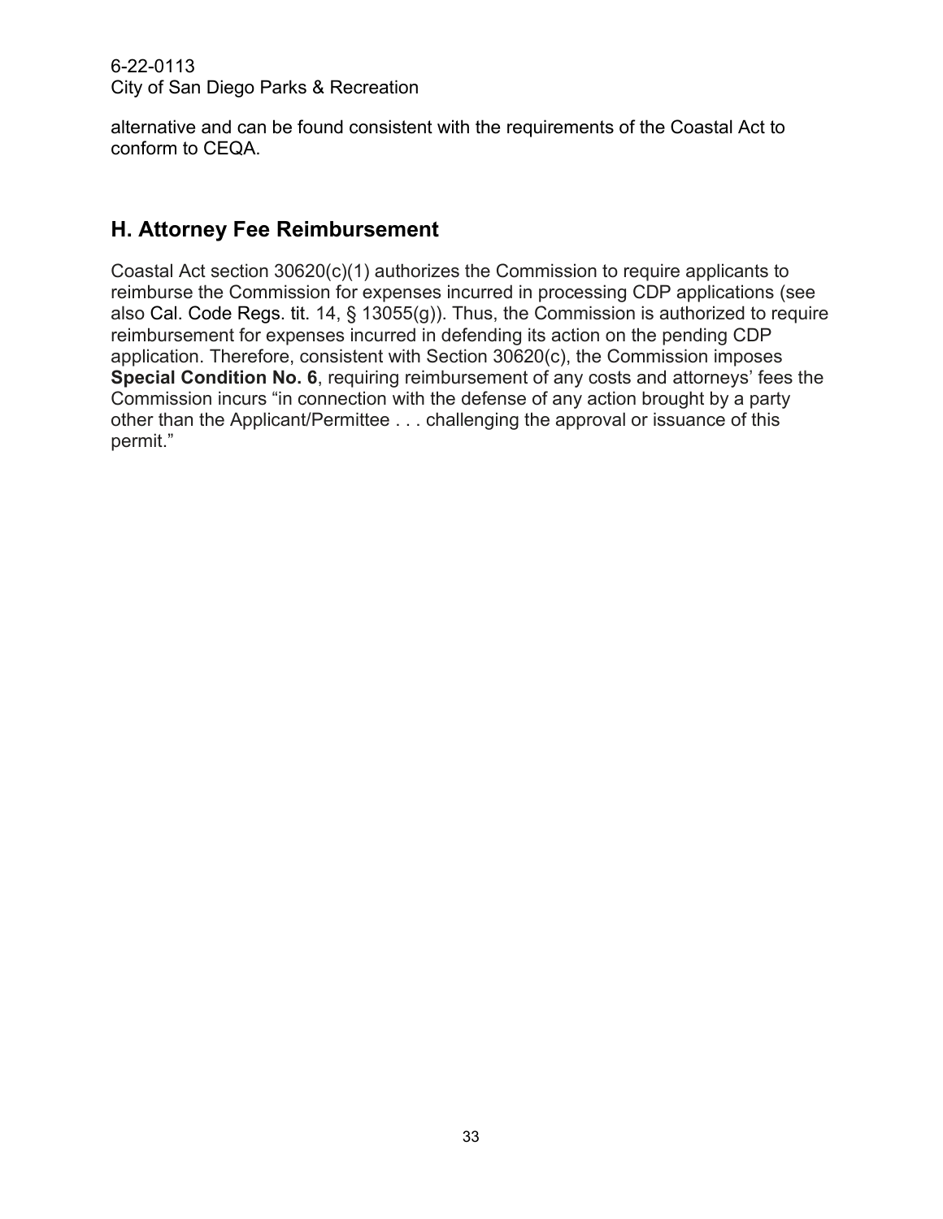alternative and can be found consistent with the requirements of the Coastal Act to conform to CEQA.

## H. Attorney Fee Reimbursement

Coastal Act section 30620(c)(1) authorizes the Commission to require applicants to reimburse the Commission for expenses incurred in processing CDP applications (see also Cal. Code Regs. tit. 14, § 13055(g)). Thus, the Commission is authorized to require reimbursement for expenses incurred in defending its action on the pending CDP application. Therefore, consistent with Section 30620(c), the Commission imposes **Special Condition No. 6**, requiring reimbursement of any costs and attorneys' fees the Commission incurs "in connection with the defense of any action brought by a party other than the Applicant/Permittee . . . challenging the approval or issuance of this permit."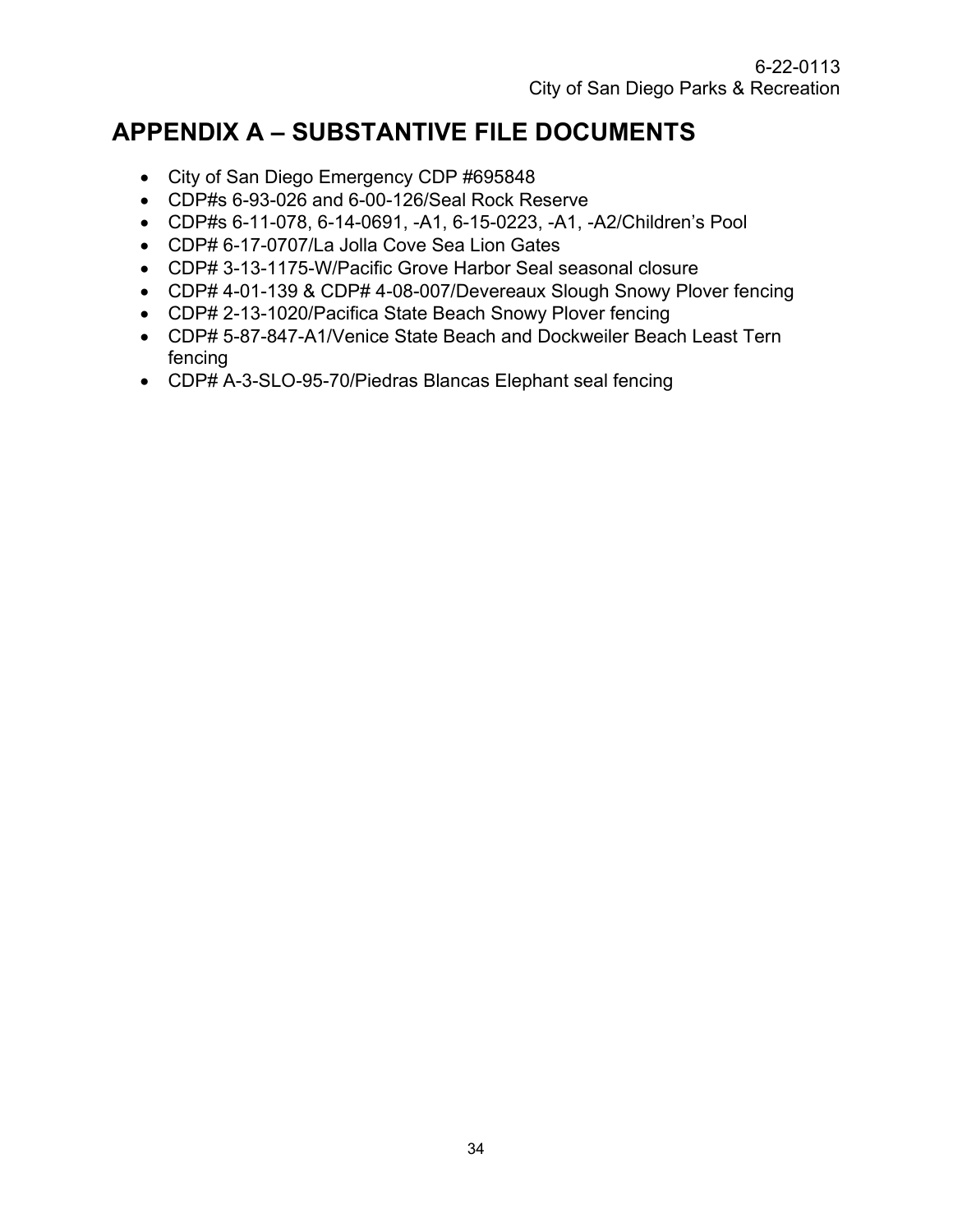# APPENDIX A – SUBSTANTIVE FILE DOCUMENTS

- City of San Diego Emergency CDP #695848
- CDP#s 6-93-026 and 6-00-126/Seal Rock Reserve
- CDP#s 6-11-078, 6-14-0691, -A1, 6-15-0223, -A1, -A2/Children's Pool
- CDP# 6-17-0707/La Jolla Cove Sea Lion Gates
- CDP# 3-13-1175-W/Pacific Grove Harbor Seal seasonal closure
- CDP# 4-01-139 & CDP# 4-08-007/Devereaux Slough Snowy Plover fencing
- CDP# 2-13-1020/Pacifica State Beach Snowy Plover fencing
- CDP# 5-87-847-A1/Venice State Beach and Dockweiler Beach Least Tern fencing
- CDP# A-3-SLO-95-70/Piedras Blancas Elephant seal fencing